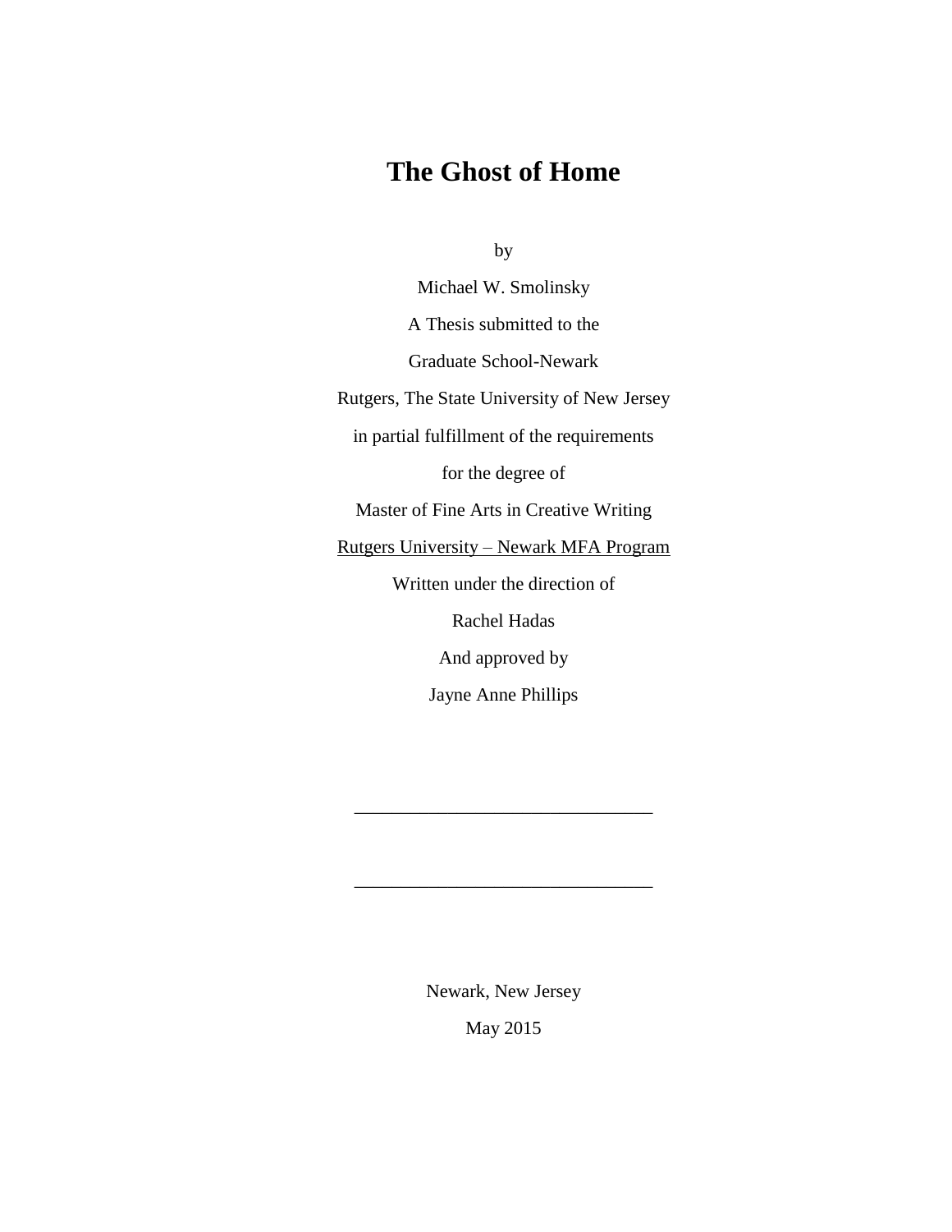# The Ghost of Home

by

Michael W. Smolinsky

A Thesis submitted to the

Graduate School-Newark

Rutgers, The State University of New Jersey

in partial fulfillment of the requirements

for the degree of

Master of Fine Arts in Creative Writing

Rutgers University – Newark MFA Program

Written under the direction of

Rachel Hadas

And approved by

Jayne Anne Phillips

\_\_\_\_\_\_\_\_\_\_\_\_\_\_\_\_\_\_\_\_\_\_\_\_\_\_\_\_\_\_\_\_

\_\_\_\_\_\_\_\_\_\_\_\_\_\_\_\_\_\_\_\_\_\_\_\_\_\_\_\_\_\_\_\_

Newark, New Jersey

May 2015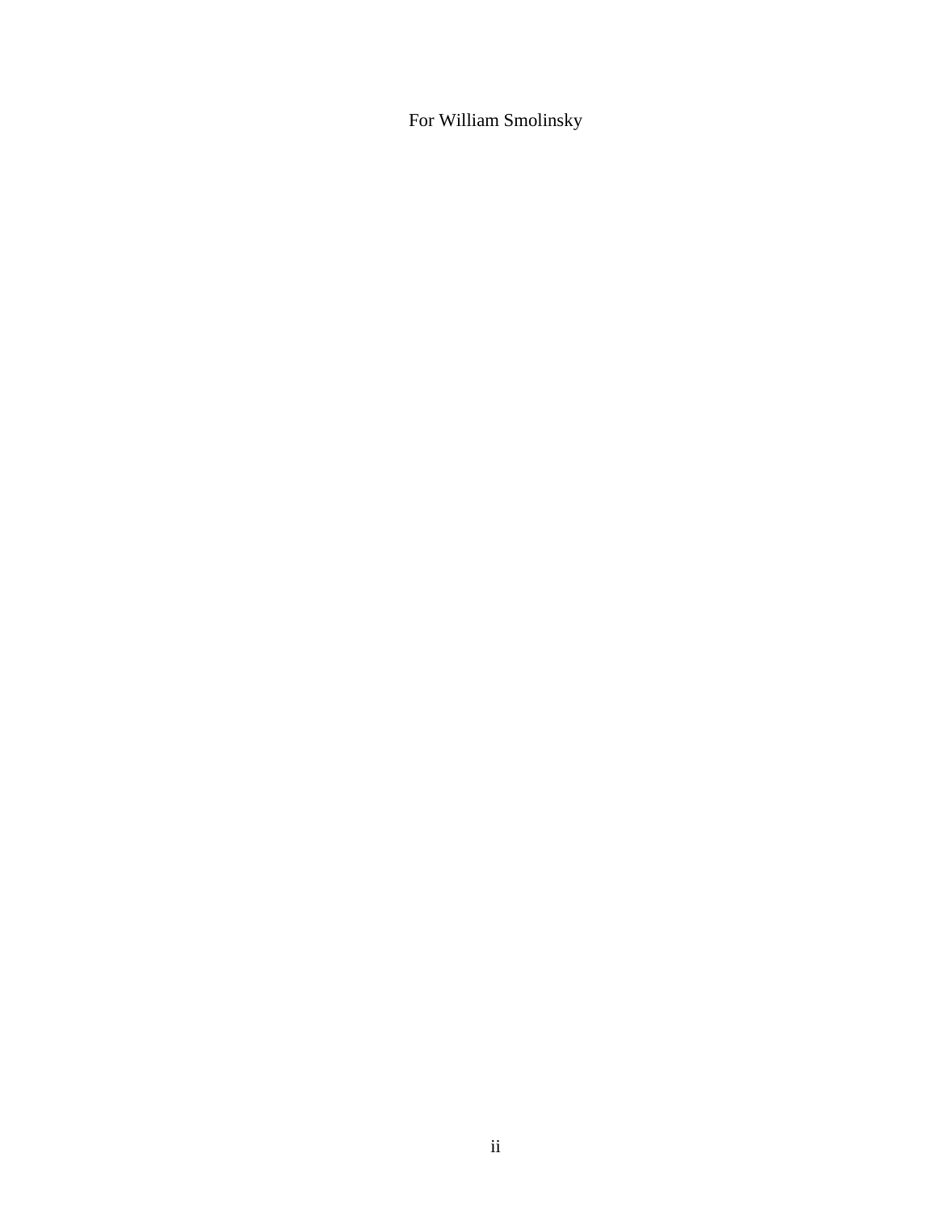For William Smolinsky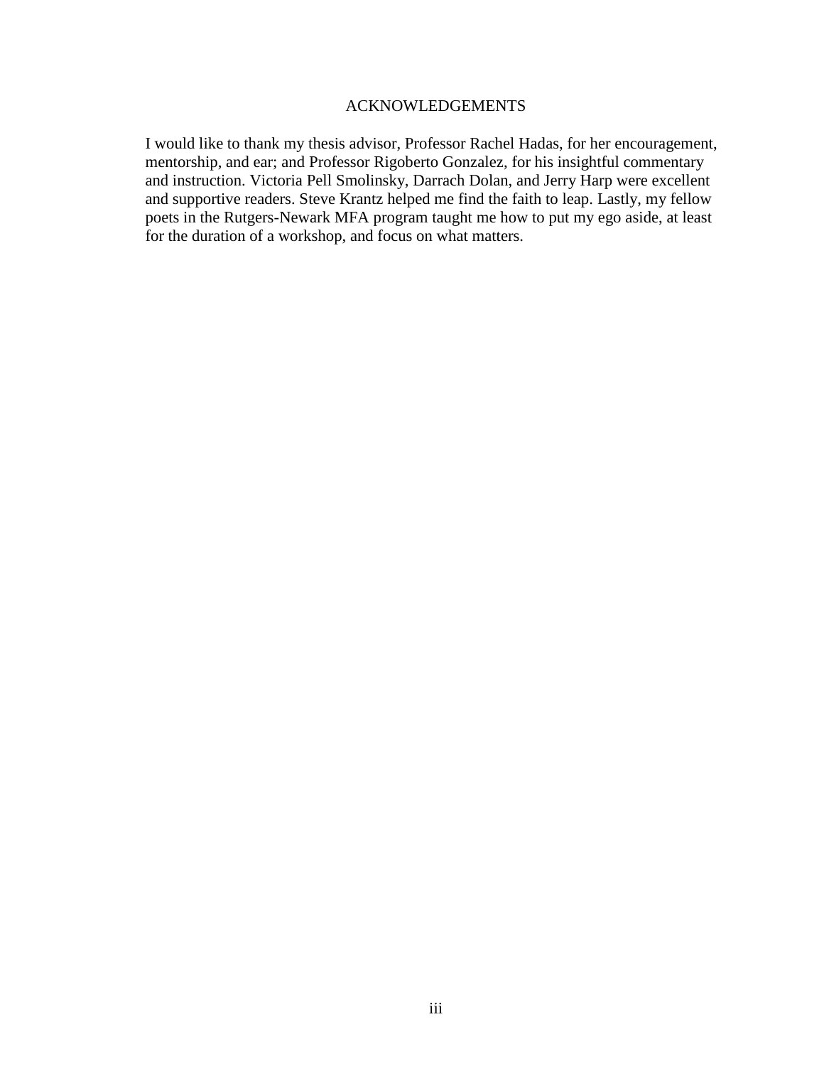# ACKNOWLEDGEMENTS

I would like to thank my thesis advisor, Professor Rachel Hadas, for her encouragement, mentorship, and ear; and Professor Rigoberto Gonzalez, for his insightful commentary and instruction. Victoria Pell Smolinsky, Darrach Dolan, and Jerry Harp were excellent and supportive readers. Steve Krantz helped me find the faith to leap. Lastly, my fellow poets in the Rutgers-Newark MFA program taught me how to put my ego aside, at least for the duration of a workshop, and focus on what matters.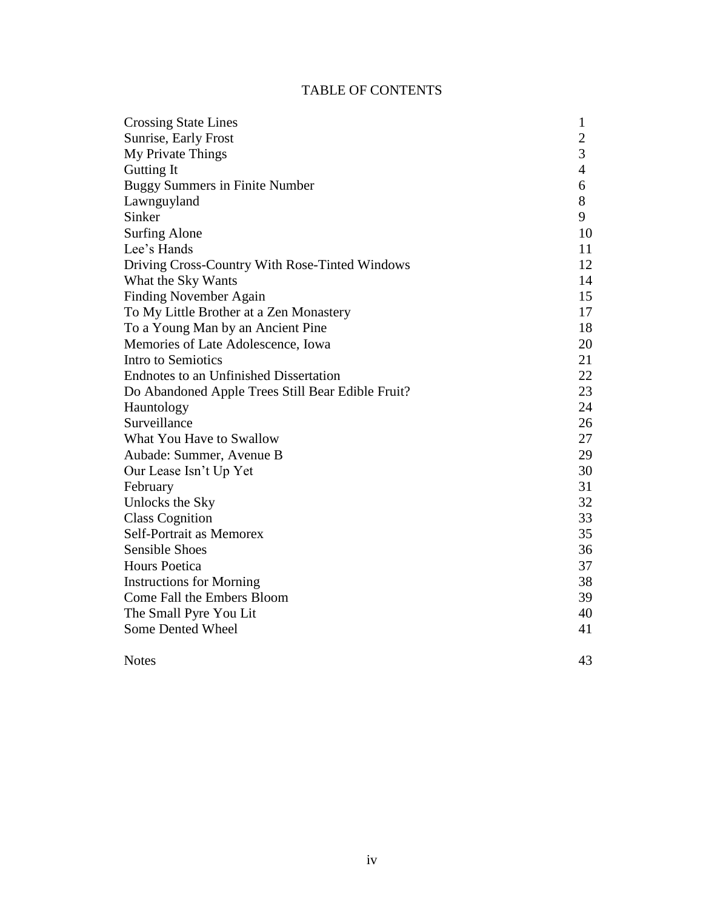# TABLE OF CONTENTS

| | |
|---|---|
| Crossing State Lines | 1 |
| Sunrise, Early Frost | 2 |
| My Private Things | 3 |
| Gutting It | 4 |
| Buggy Summers in Finite Number | 6 |
| Lawnguyland | 8 |
| Sinker | 9 |
| Surfing Alone | 10 |
| Lee's Hands | 11 |
| Driving Cross-Country With Rose-Tinted Windows | 12 |
| What the Sky Wants | 14 |
| Finding November Again | 15 |
| To My Little Brother at a Zen Monastery | 17 |
| To a Young Man by an Ancient Pine | 18 |
| Memories of Late Adolescence, Iowa | 20 |
| Intro to Semiotics | 21 |
| Endnotes to an Unfinished Dissertation | 22 |
| Do Abandoned Apple Trees Still Bear Edible Fruit? | 23 |
| Hauntology | 24 |
| Surveillance | 26 |
| What You Have to Swallow | 27 |
| Aubade: Summer, Avenue B | 29 |
| Our Lease Isn't Up Yet | 30 |
| February | 31 |
| Unlocks the Sky | 32 |
| Class Cognition | 33 |
| Self-Portrait as Memorex | 35 |
| Sensible Shoes | 36 |
| Hours Poetica | 37 |
| Instructions for Morning | 38 |
| Come Fall the Embers Bloom | 39 |
| The Small Pyre You Lit | 40 |
| Some Dented Wheel | 41 |
| Notes | 43 |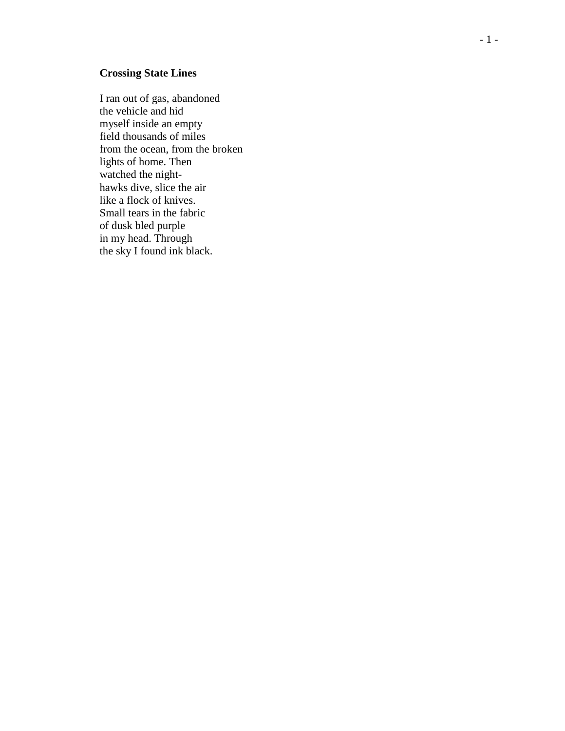**Crossing State Lines**

I ran out of gas, abandoned  
the vehicle and hid  
myself inside an empty  
field thousands of miles  
from the ocean, from the broken  
lights of home. Then  
watched the night-  
hawks dive, slice the air  
like a flock of knives.  
Small tears in the fabric  
of dusk bled purple  
in my head. Through  
the sky I found ink black.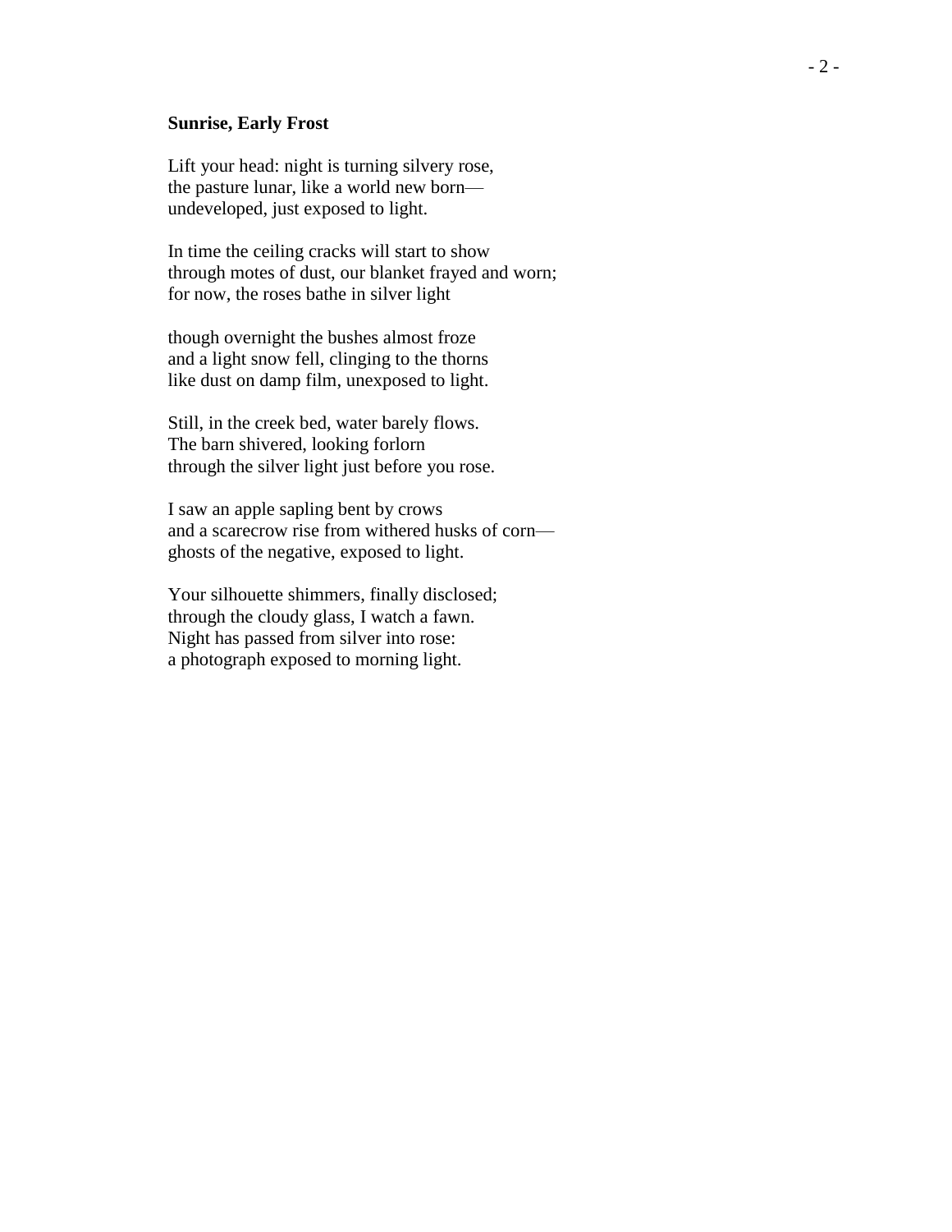**Sunrise, Early Frost**

Lift your head: night is turning silvery rose,  
the pasture lunar, like a world new born—  
undeveloped, just exposed to light.

In time the ceiling cracks will start to show  
through motes of dust, our blanket frayed and worn;  
for now, the roses bathe in silver light

though overnight the bushes almost froze  
and a light snow fell, clinging to the thorns  
like dust on damp film, unexposed to light.

Still, in the creek bed, water barely flows.  
The barn shivered, looking forlorn  
through the silver light just before you rose.

I saw an apple sapling bent by crows  
and a scarecrow rise from withered husks of corn—  
ghosts of the negative, exposed to light.

Your silhouette shimmers, finally disclosed;  
through the cloudy glass, I watch a fawn.  
Night has passed from silver into rose:  
a photograph exposed to morning light.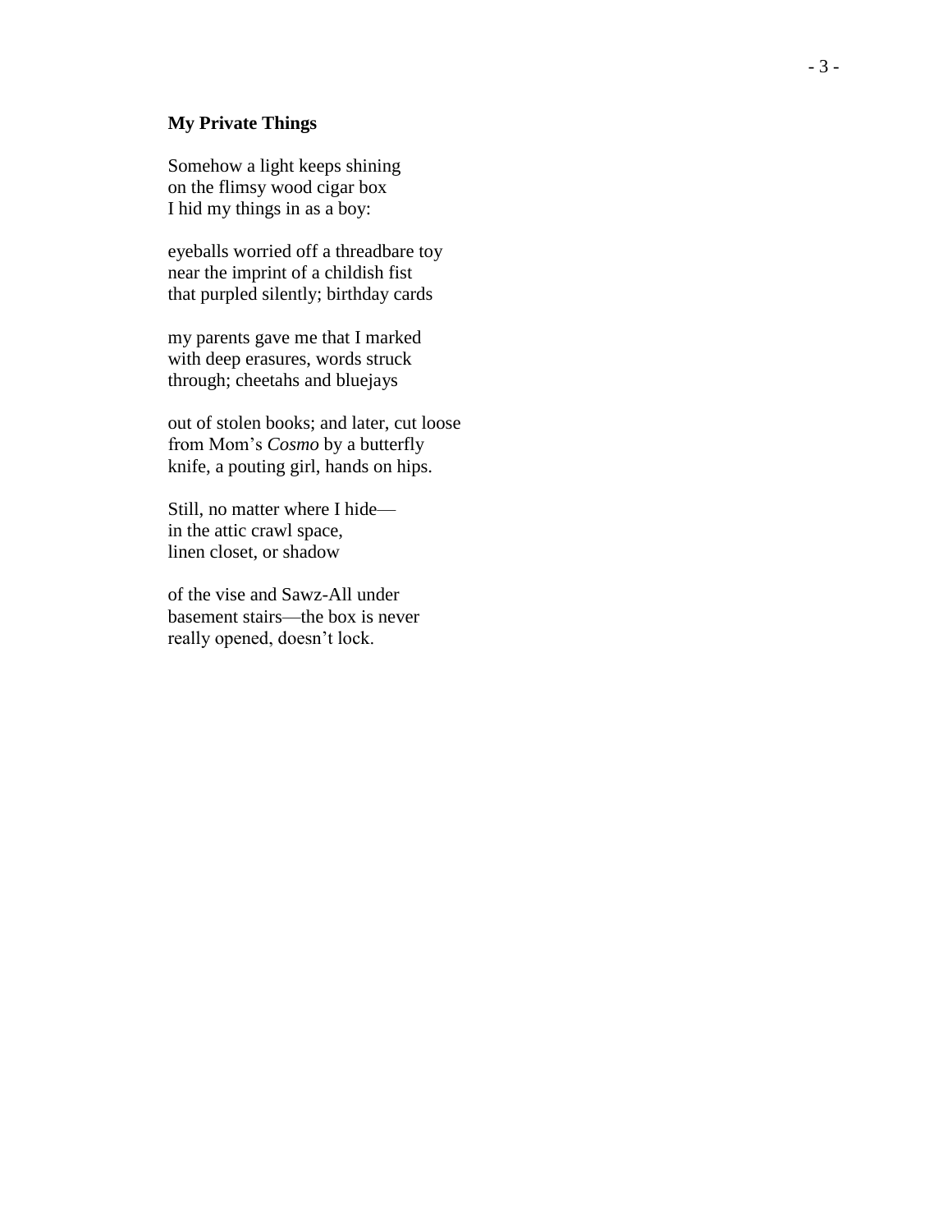**My Private Things**

Somehow a light keeps shining  
on the flimsy wood cigar box  
I hid my things in as a boy:

eyeballs worried off a threadbare toy  
near the imprint of a childish fist  
that purpled silently; birthday cards

my parents gave me that I marked  
with deep erasures, words struck  
through; cheetahs and bluejays

out of stolen books; and later, cut loose  
from Mom's *Cosmo* by a butterfly  
knife, a pouting girl, hands on hips.

Still, no matter where I hide—  
in the attic crawl space,  
linen closet, or shadow

of the vise and Sawz-All under  
basement stairs—the box is never  
really opened, doesn't lock.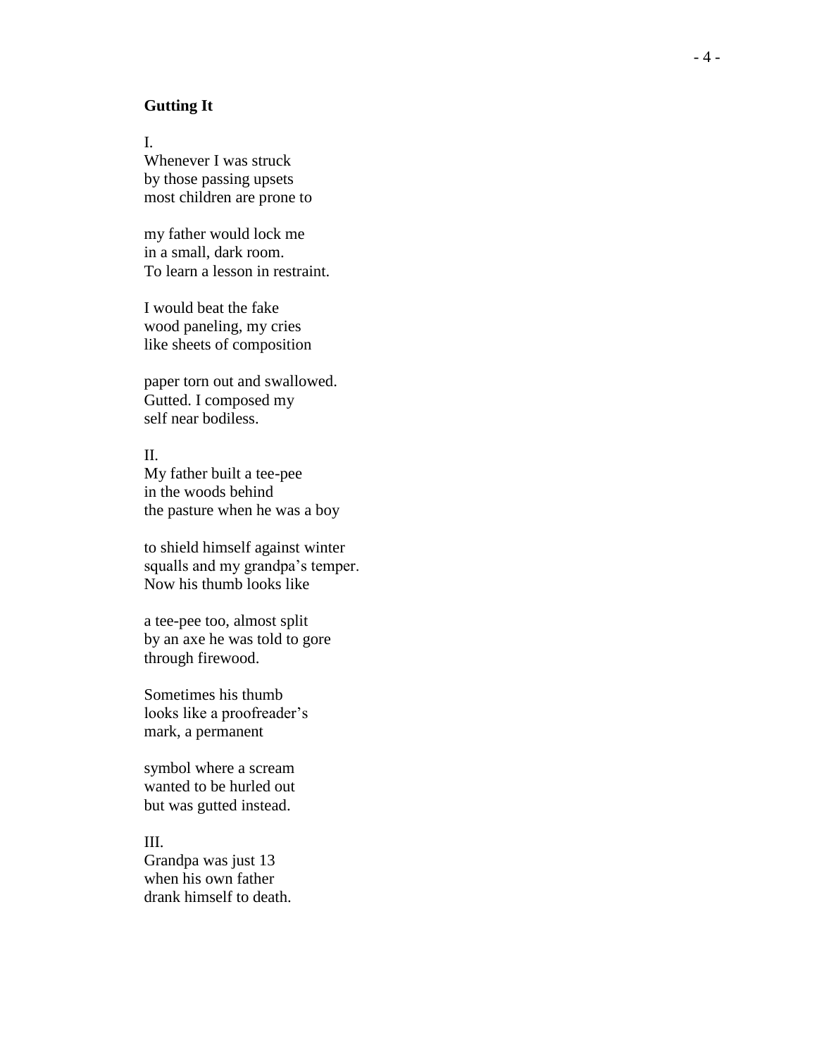**Gutting It**

I.
Whenever I was struck
by those passing upsets
most children are prone to

my father would lock me
in a small, dark room.
To learn a lesson in restraint.

I would beat the fake
wood paneling, my cries
like sheets of composition

paper torn out and swallowed.
Gutted. I composed my
self near bodiless.

II.
My father built a tee-pee
in the woods behind
the pasture when he was a boy

to shield himself against winter
squalls and my grandpa's temper.
Now his thumb looks like

a tee-pee too, almost split
by an axe he was told to gore
through firewood.

Sometimes his thumb
looks like a proofreader's
mark, a permanent

symbol where a scream
wanted to be hurled out
but was gutted instead.

III.
Grandpa was just 13
when his own father
drank himself to death.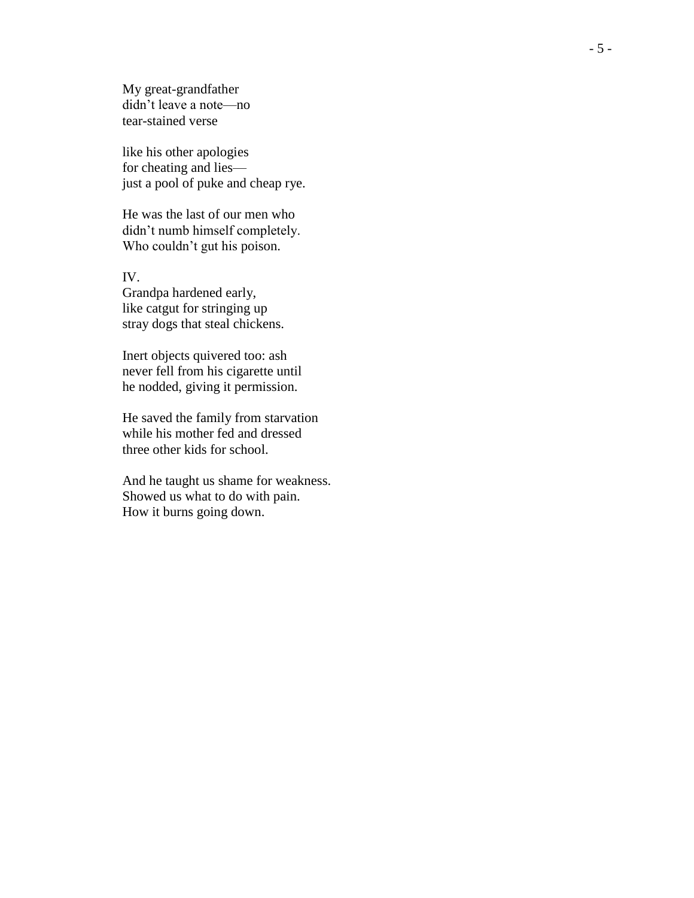My great-grandfather  
didn't leave a note—no  
tear-stained verse

like his other apologies  
for cheating and lies—  
just a pool of puke and cheap rye.

He was the last of our men who  
didn't numb himself completely.  
Who couldn't gut his poison.

IV.  
Grandpa hardened early,  
like catgut for stringing up  
stray dogs that steal chickens.

Inert objects quivered too: ash  
never fell from his cigarette until  
he nodded, giving it permission.

He saved the family from starvation  
while his mother fed and dressed  
three other kids for school.

And he taught us shame for weakness.  
Showed us what to do with pain.  
How it burns going down.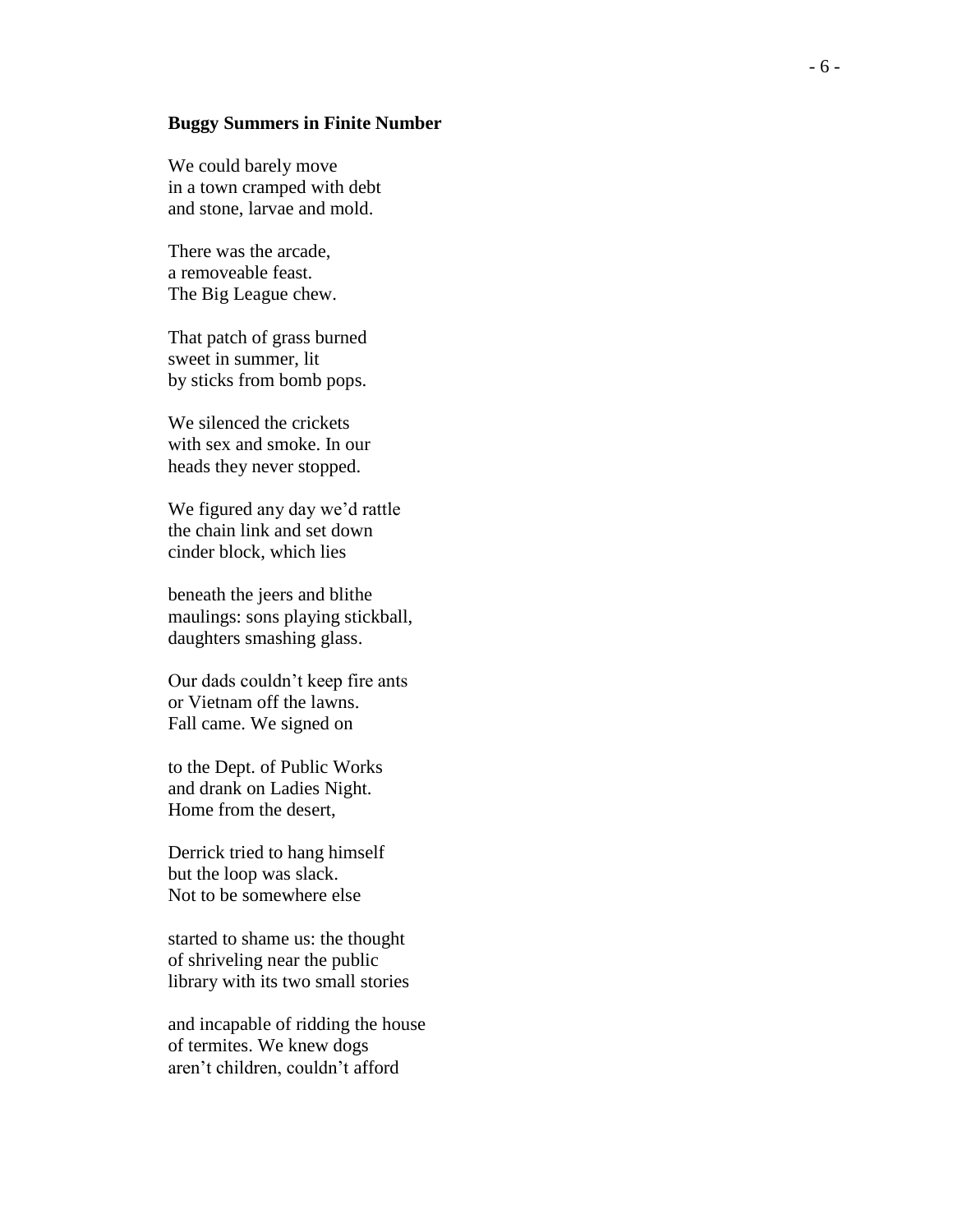**Buggy Summers in Finite Number**

We could barely move  
in a town cramped with debt  
and stone, larvae and mold.

There was the arcade,  
a removeable feast.  
The Big League chew.

That patch of grass burned  
sweet in summer, lit  
by sticks from bomb pops.

We silenced the crickets  
with sex and smoke. In our  
heads they never stopped.

We figured any day we'd rattle  
the chain link and set down  
cinder block, which lies

beneath the jeers and blithe  
maulings: sons playing stickball,  
daughters smashing glass.

Our dads couldn't keep fire ants  
or Vietnam off the lawns.  
Fall came. We signed on

to the Dept. of Public Works  
and drank on Ladies Night.  
Home from the desert,

Derrick tried to hang himself  
but the loop was slack.  
Not to be somewhere else

started to shame us: the thought  
of shriveling near the public  
library with its two small stories

and incapable of ridding the house  
of termites. We knew dogs  
aren't children, couldn't afford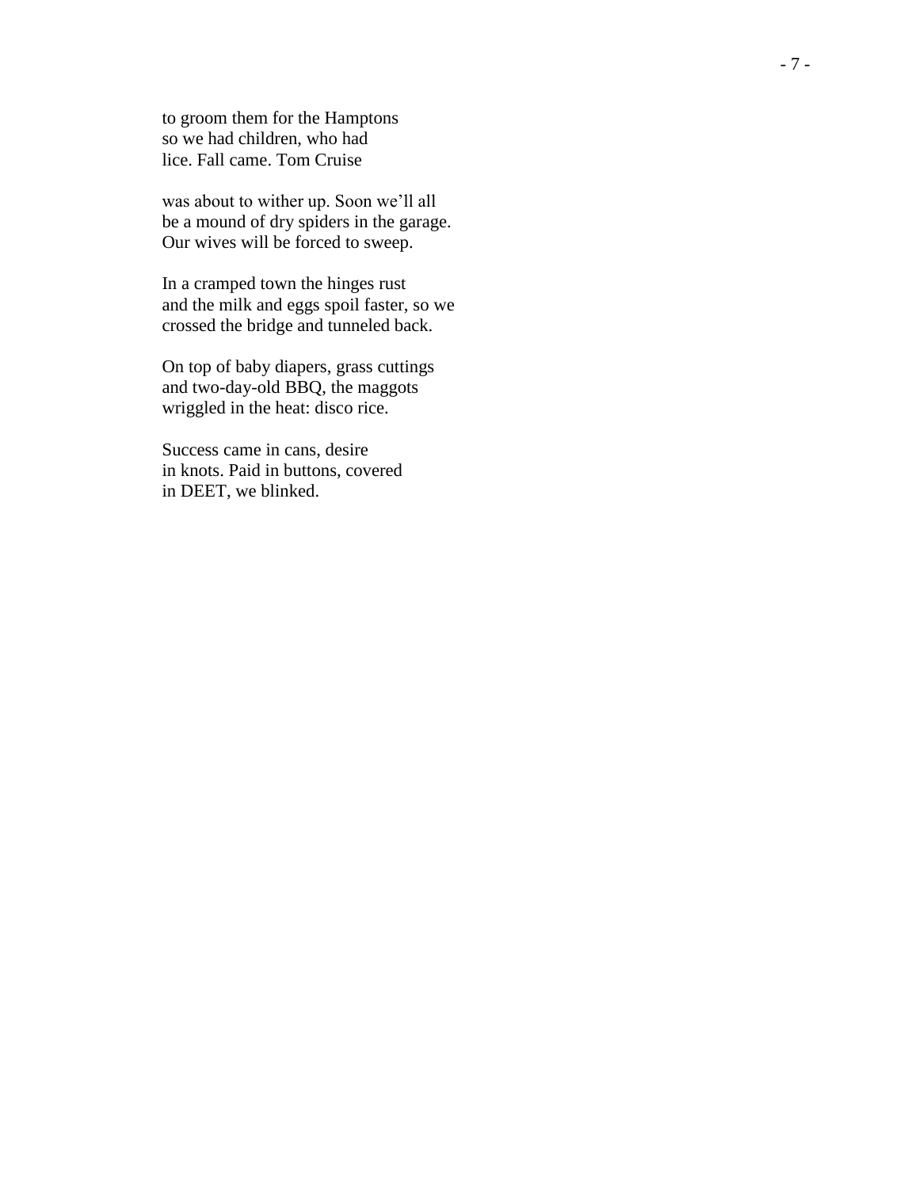to groom them for the Hamptons  
so we had children, who had  
lice. Fall came. Tom Cruise

was about to wither up. Soon we'll all  
be a mound of dry spiders in the garage.  
Our wives will be forced to sweep.

In a cramped town the hinges rust  
and the milk and eggs spoil faster, so we  
crossed the bridge and tunneled back.

On top of baby diapers, grass cuttings  
and two-day-old BBQ, the maggots  
wriggled in the heat: disco rice.

Success came in cans, desire  
in knots. Paid in buttons, covered  
in DEET, we blinked.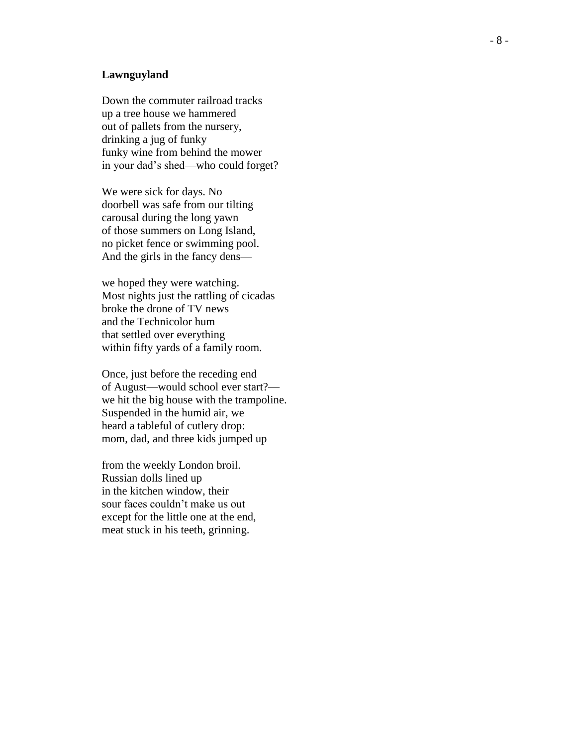**Lawnguyland**

Down the commuter railroad tracks  
up a tree house we hammered  
out of pallets from the nursery,  
drinking a jug of funky  
funky wine from behind the mower  
in your dad's shed—who could forget?

We were sick for days. No  
doorbell was safe from our tilting  
carousal during the long yawn  
of those summers on Long Island,  
no picket fence or swimming pool.  
And the girls in the fancy dens—

we hoped they were watching.  
Most nights just the rattling of cicadas  
broke the drone of TV news  
and the Technicolor hum  
that settled over everything  
within fifty yards of a family room.

Once, just before the receding end  
of August—would school ever start?—  
we hit the big house with the trampoline.  
Suspended in the humid air, we  
heard a tableful of cutlery drop:  
mom, dad, and three kids jumped up

from the weekly London broil.  
Russian dolls lined up  
in the kitchen window, their  
sour faces couldn't make us out  
except for the little one at the end,  
meat stuck in his teeth, grinning.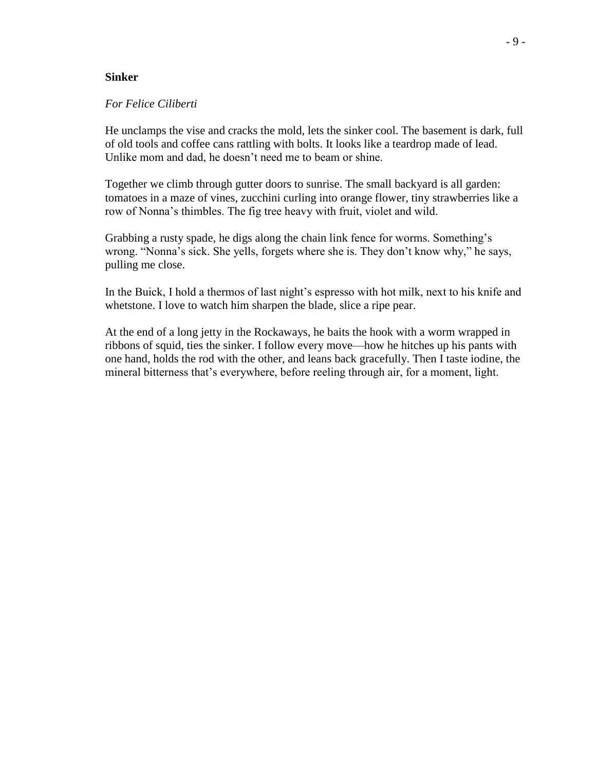## Sinker

*For Felice Ciliberti*

He unclamps the vise and cracks the mold, lets the sinker cool. The basement is dark, full of old tools and coffee cans rattling with bolts. It looks like a teardrop made of lead. Unlike mom and dad, he doesn't need me to beam or shine.

Together we climb through gutter doors to sunrise. The small backyard is all garden: tomatoes in a maze of vines, zucchini curling into orange flower, tiny strawberries like a row of Nonna's thimbles. The fig tree heavy with fruit, violet and wild.

Grabbing a rusty spade, he digs along the chain link fence for worms. Something's wrong. "Nonna's sick. She yells, forgets where she is. They don't know why," he says, pulling me close.

In the Buick, I hold a thermos of last night's espresso with hot milk, next to his knife and whetstone. I love to watch him sharpen the blade, slice a ripe pear.

At the end of a long jetty in the Rockaways, he baits the hook with a worm wrapped in ribbons of squid, ties the sinker. I follow every move—how he hitches up his pants with one hand, holds the rod with the other, and leans back gracefully. Then I taste iodine, the mineral bitterness that's everywhere, before reeling through air, for a moment, light.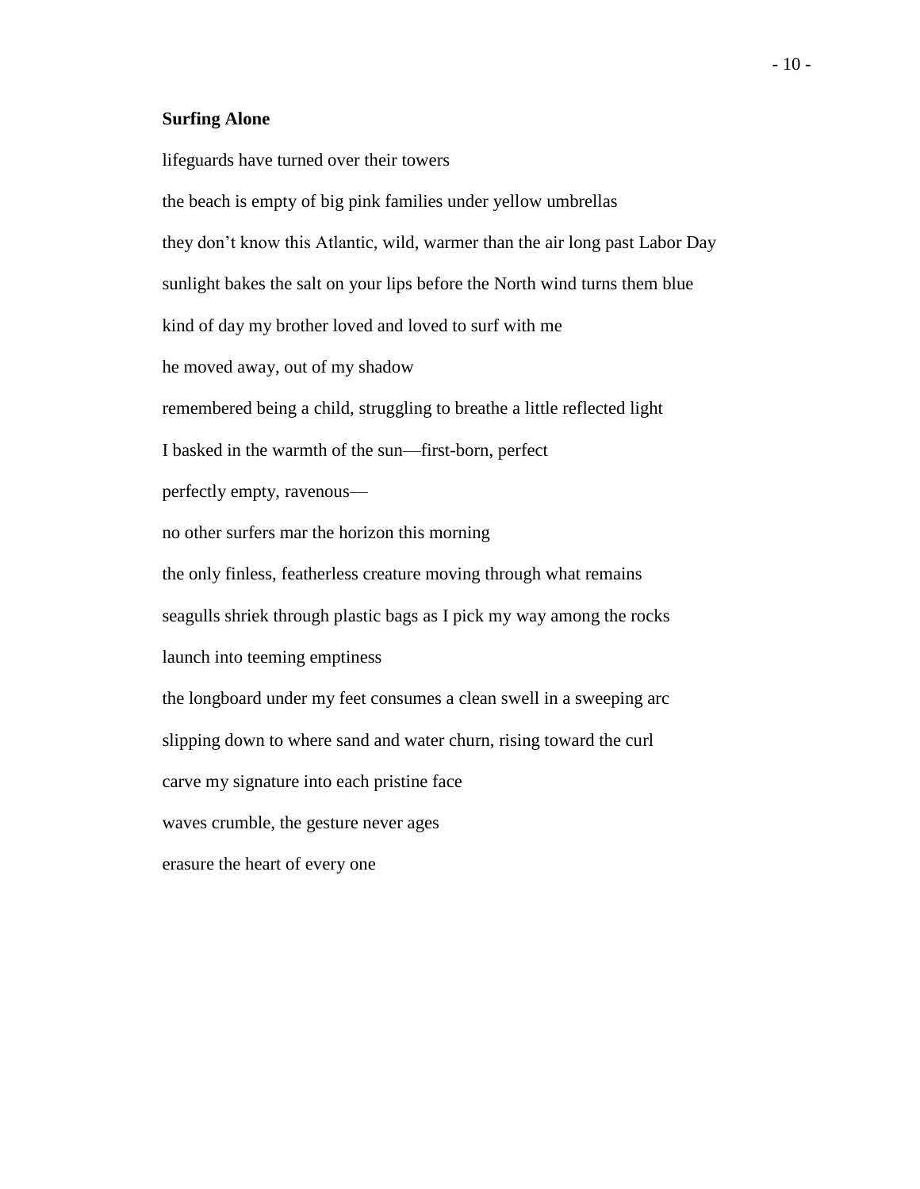**Surfing Alone**

lifeguards have turned over their towers

the beach is empty of big pink families under yellow umbrellas

they don't know this Atlantic, wild, warmer than the air long past Labor Day

sunlight bakes the salt on your lips before the North wind turns them blue

kind of day my brother loved and loved to surf with me

he moved away, out of my shadow

remembered being a child, struggling to breathe a little reflected light

I basked in the warmth of the sun—first-born, perfect

perfectly empty, ravenous—

no other surfers mar the horizon this morning

the only finless, featherless creature moving through what remains

seagulls shriek through plastic bags as I pick my way among the rocks

launch into teeming emptiness

the longboard under my feet consumes a clean swell in a sweeping arc

slipping down to where sand and water churn, rising toward the curl

carve my signature into each pristine face

waves crumble, the gesture never ages

erasure the heart of every one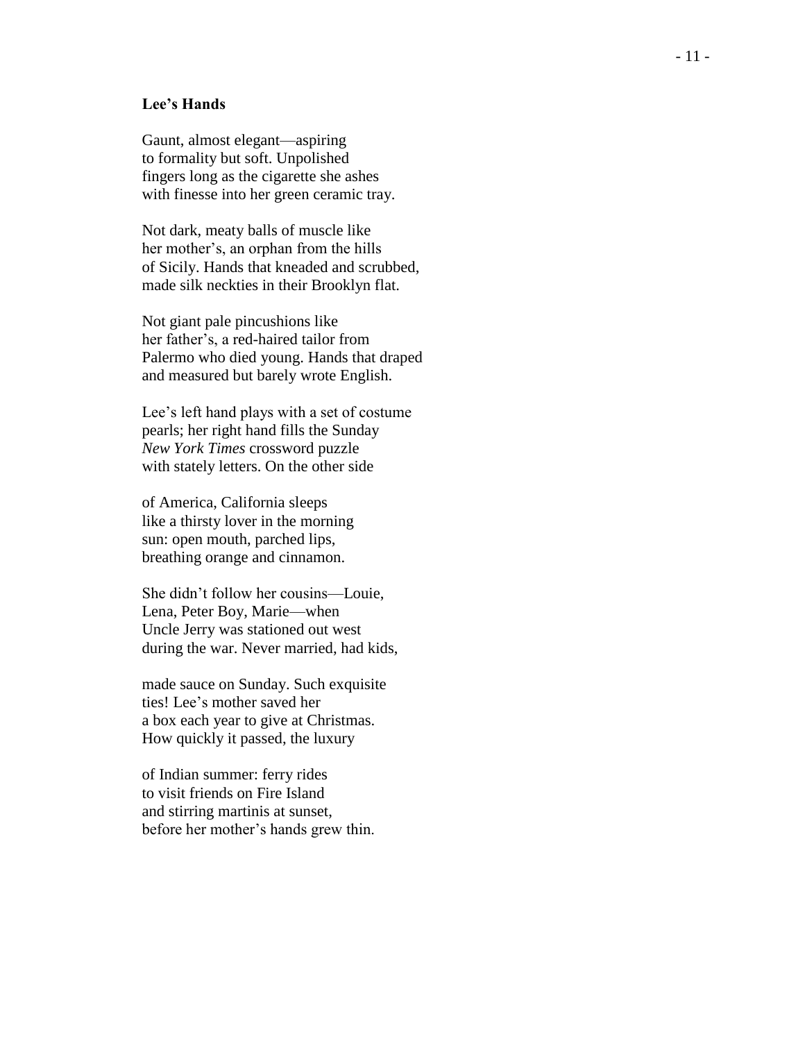**Lee's Hands**

Gaunt, almost elegant—aspiring  
to formality but soft. Unpolished  
fingers long as the cigarette she ashes  
with finesse into her green ceramic tray.

Not dark, meaty balls of muscle like  
her mother's, an orphan from the hills  
of Sicily. Hands that kneaded and scrubbed,  
made silk neckties in their Brooklyn flat.

Not giant pale pincushions like  
her father's, a red-haired tailor from  
Palermo who died young. Hands that draped  
and measured but barely wrote English.

Lee's left hand plays with a set of costume  
pearls; her right hand fills the Sunday  
*New York Times* crossword puzzle  
with stately letters. On the other side

of America, California sleeps  
like a thirsty lover in the morning  
sun: open mouth, parched lips,  
breathing orange and cinnamon.

She didn't follow her cousins—Louie,  
Lena, Peter Boy, Marie—when  
Uncle Jerry was stationed out west  
during the war. Never married, had kids,

made sauce on Sunday. Such exquisite  
ties! Lee's mother saved her  
a box each year to give at Christmas.  
How quickly it passed, the luxury

of Indian summer: ferry rides  
to visit friends on Fire Island  
and stirring martinis at sunset,  
before her mother's hands grew thin.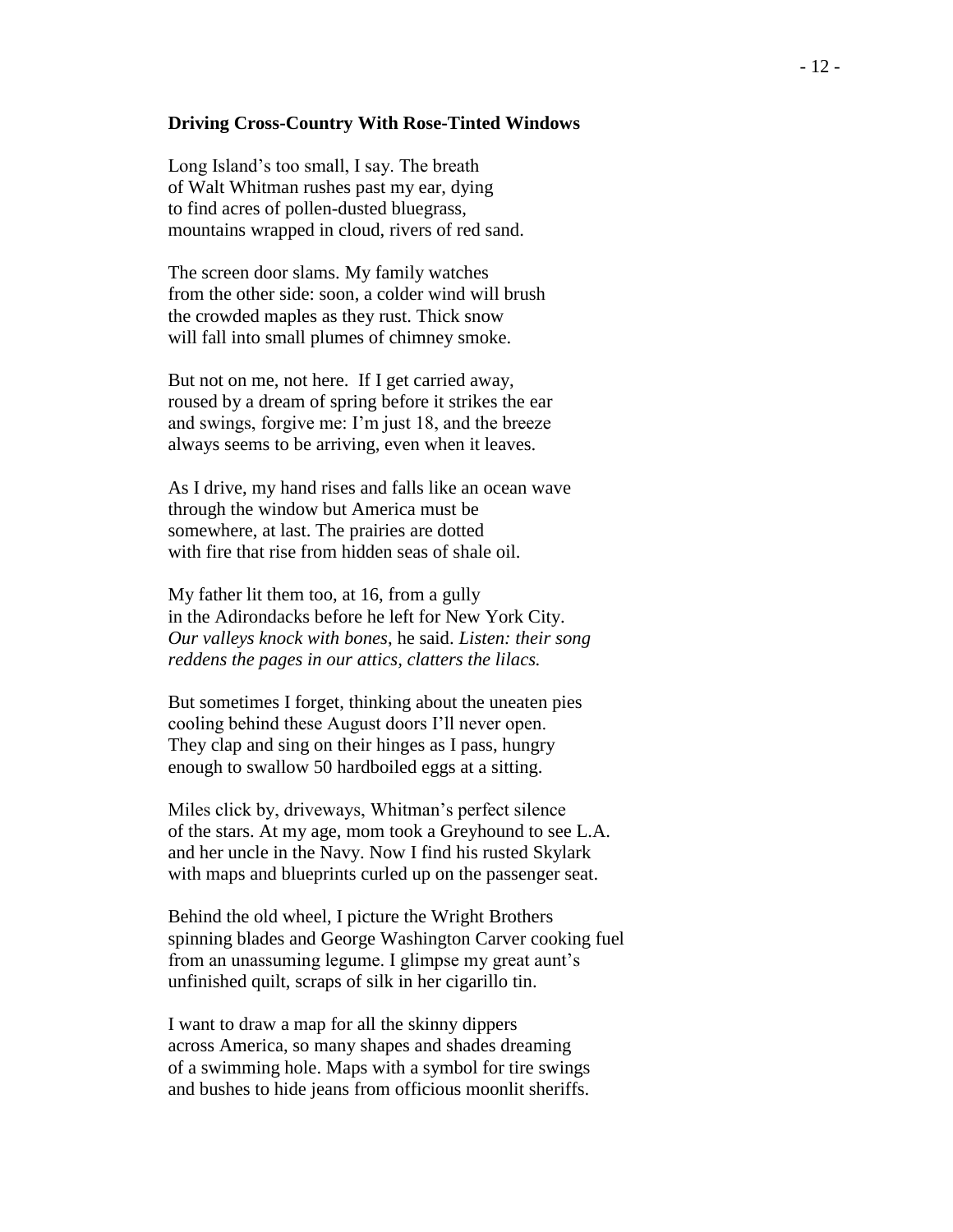**Driving Cross-Country With Rose-Tinted Windows**

Long Island's too small, I say. The breath
of Walt Whitman rushes past my ear, dying
to find acres of pollen-dusted bluegrass,
mountains wrapped in cloud, rivers of red sand.

The screen door slams. My family watches
from the other side: soon, a colder wind will brush
the crowded maples as they rust. Thick snow
will fall into small plumes of chimney smoke.

But not on me, not here. If I get carried away,
roused by a dream of spring before it strikes the ear
and swings, forgive me: I'm just 18, and the breeze
always seems to be arriving, even when it leaves.

As I drive, my hand rises and falls like an ocean wave
through the window but America must be
somewhere, at last. The prairies are dotted
with fire that rise from hidden seas of shale oil.

My father lit them too, at 16, from a gully
in the Adirondacks before he left for New York City.
*Our valleys knock with bones*, he said. *Listen: their song
reddens the pages in our attics, clatters the lilacs.*

But sometimes I forget, thinking about the uneaten pies
cooling behind these August doors I'll never open.
They clap and sing on their hinges as I pass, hungry
enough to swallow 50 hardboiled eggs at a sitting.

Miles click by, driveways, Whitman's perfect silence
of the stars. At my age, mom took a Greyhound to see L.A.
and her uncle in the Navy. Now I find his rusted Skylark
with maps and blueprints curled up on the passenger seat.

Behind the old wheel, I picture the Wright Brothers
spinning blades and George Washington Carver cooking fuel
from an unassuming legume. I glimpse my great aunt's
unfinished quilt, scraps of silk in her cigarillo tin.

I want to draw a map for all the skinny dippers
across America, so many shapes and shades dreaming
of a swimming hole. Maps with a symbol for tire swings
and bushes to hide jeans from officious moonlit sheriffs.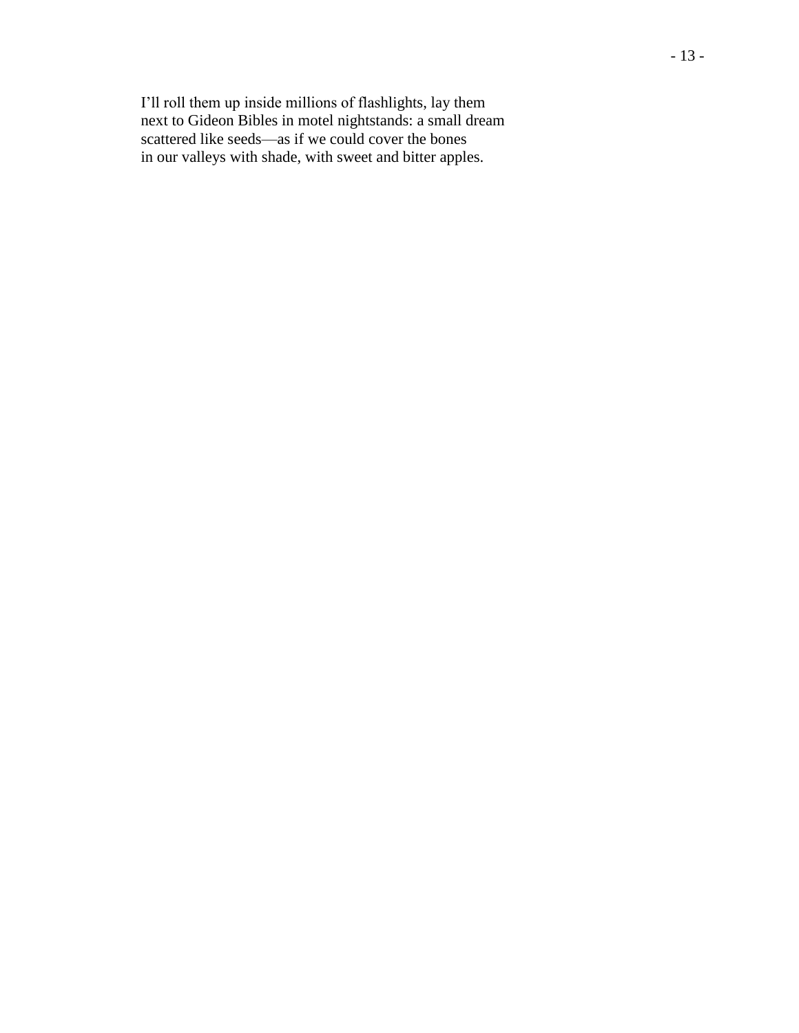I’ll roll them up inside millions of flashlights, lay them
next to Gideon Bibles in motel nightstands: a small dream
scattered like seeds—as if we could cover the bones
in our valleys with shade, with sweet and bitter apples.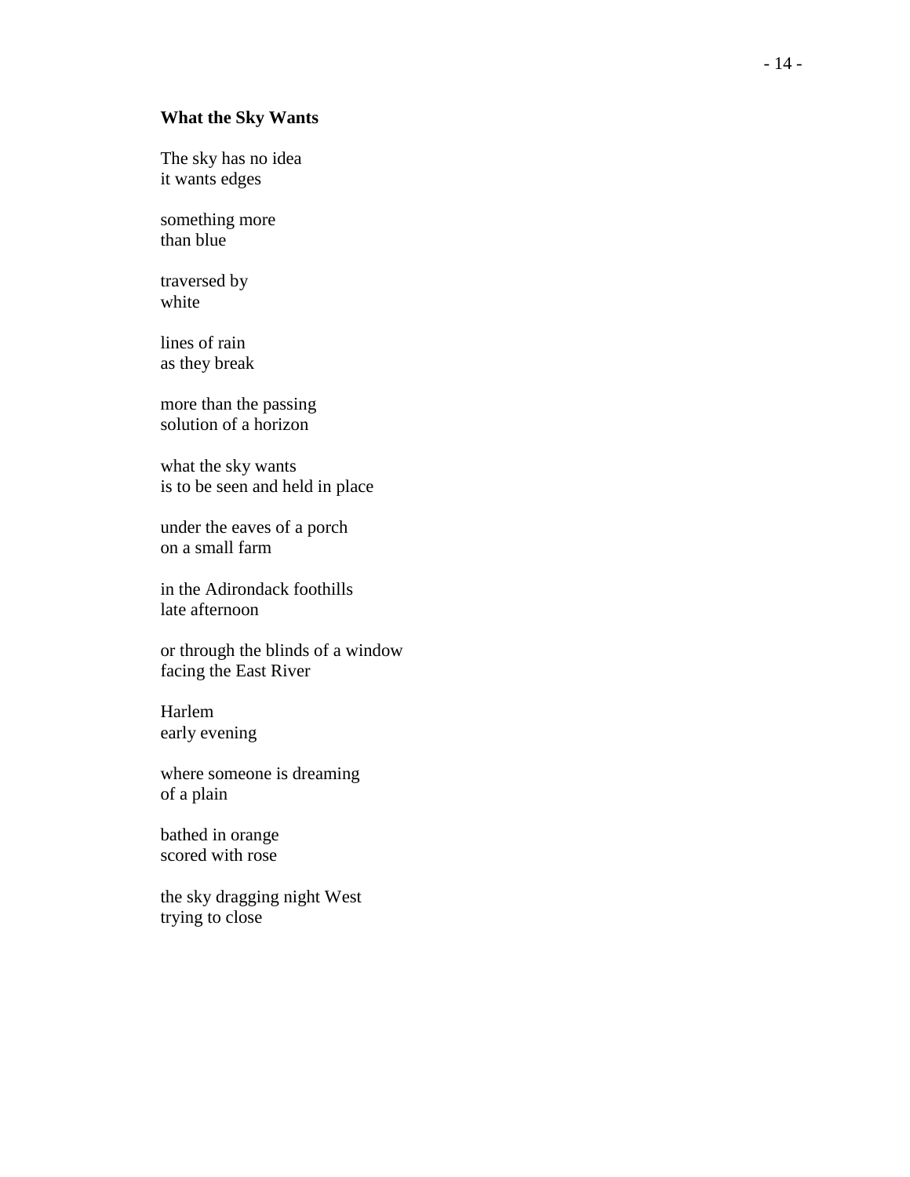**What the Sky Wants**

The sky has no idea  
it wants edges

something more  
than blue

traversed by  
white

lines of rain  
as they break

more than the passing  
solution of a horizon

what the sky wants  
is to be seen and held in place

under the eaves of a porch  
on a small farm

in the Adirondack foothills  
late afternoon

or through the blinds of a window  
facing the East River

Harlem  
early evening

where someone is dreaming  
of a plain

bathed in orange  
scored with rose

the sky dragging night West  
trying to close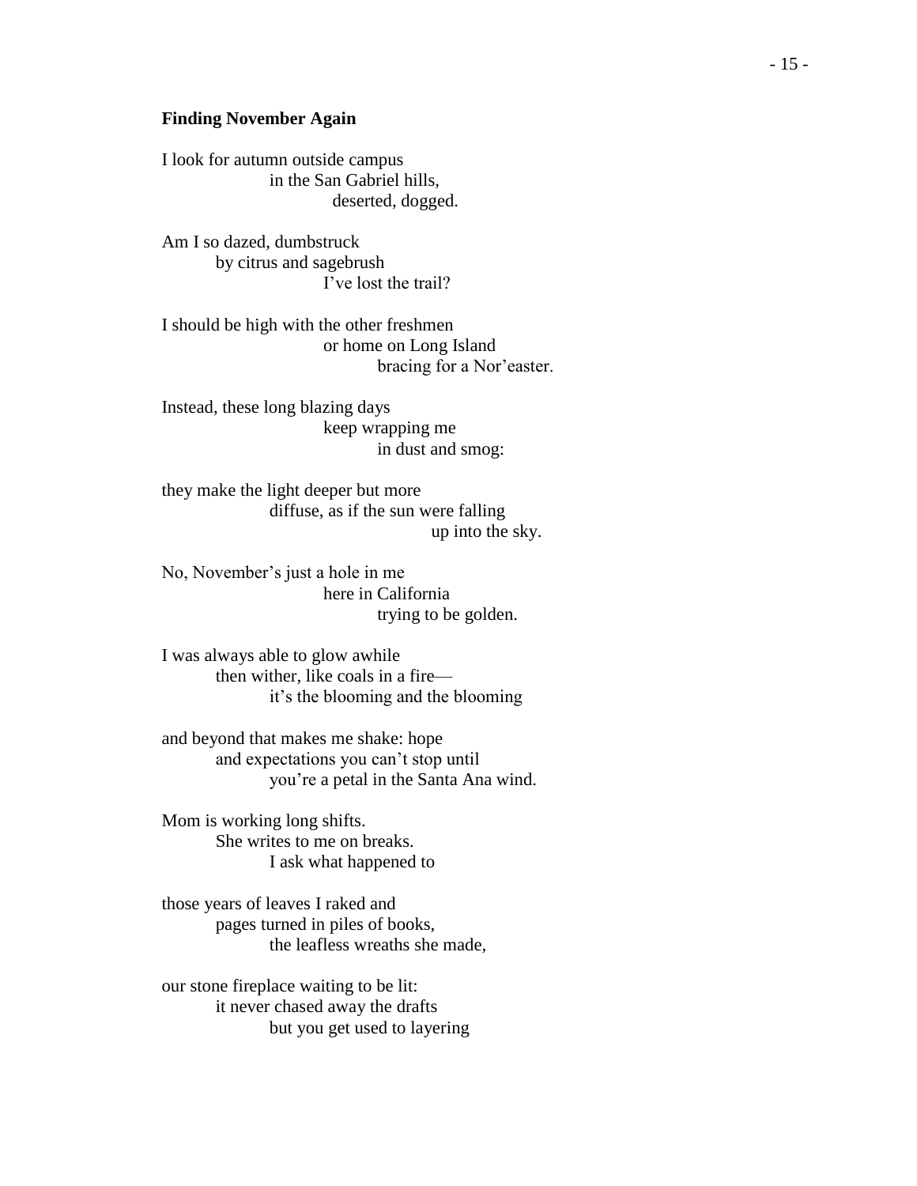**Finding November Again**

I look for autumn outside campus
in the San Gabriel hills,
deserted, dogged.

Am I so dazed, dumbstruck
by citrus and sagebrush
I've lost the trail?

I should be high with the other freshmen
or home on Long Island
bracing for a Nor'easter.

Instead, these long blazing days
keep wrapping me
in dust and smog:

they make the light deeper but more
diffuse, as if the sun were falling
up into the sky.

No, November's just a hole in me
here in California
trying to be golden.

I was always able to glow awhile
then wither, like coals in a fire—
it's the blooming and the blooming

and beyond that makes me shake: hope
and expectations you can't stop until
you're a petal in the Santa Ana wind.

Mom is working long shifts.
She writes to me on breaks.
I ask what happened to

those years of leaves I raked and
pages turned in piles of books,
the leafless wreaths she made,

our stone fireplace waiting to be lit:
it never chased away the drafts
but you get used to layering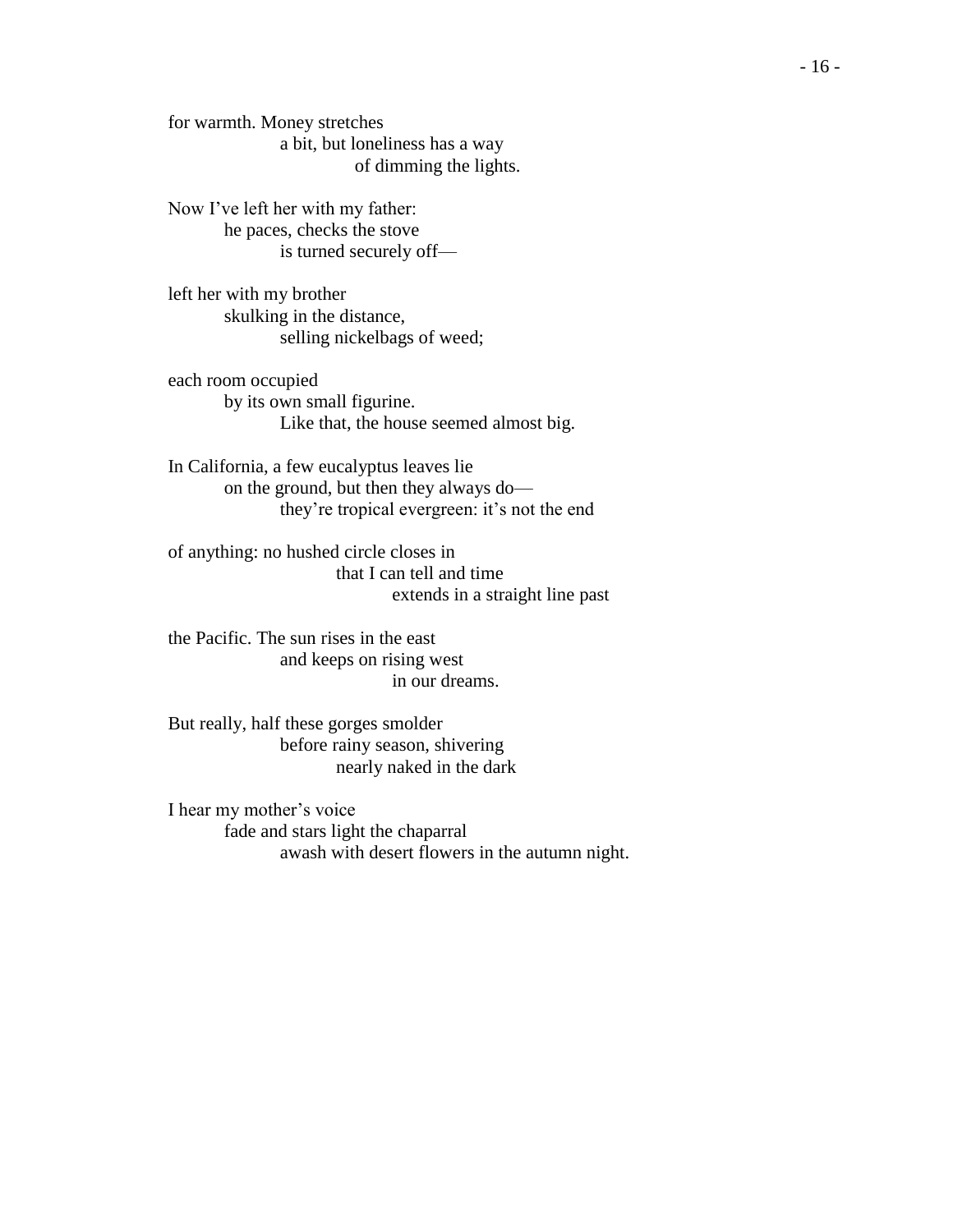for warmth. Money stretches
&nbsp;&nbsp;&nbsp;&nbsp;&nbsp;&nbsp;&nbsp;&nbsp;&nbsp;&nbsp;&nbsp;&nbsp;a bit, but loneliness has a way
&nbsp;&nbsp;&nbsp;&nbsp;&nbsp;&nbsp;&nbsp;&nbsp;&nbsp;&nbsp;&nbsp;&nbsp;&nbsp;&nbsp;&nbsp;&nbsp;&nbsp;&nbsp;of dimming the lights.

Now I've left her with my father:
&nbsp;&nbsp;&nbsp;&nbsp;&nbsp;&nbsp;&nbsp;&nbsp;he paces, checks the stove
&nbsp;&nbsp;&nbsp;&nbsp;&nbsp;&nbsp;&nbsp;&nbsp;&nbsp;&nbsp;&nbsp;&nbsp;&nbsp;&nbsp;&nbsp;&nbsp;is turned securely off—

left her with my brother
&nbsp;&nbsp;&nbsp;&nbsp;&nbsp;&nbsp;&nbsp;&nbsp;skulking in the distance,
&nbsp;&nbsp;&nbsp;&nbsp;&nbsp;&nbsp;&nbsp;&nbsp;&nbsp;&nbsp;&nbsp;&nbsp;&nbsp;&nbsp;&nbsp;&nbsp;selling nickelbags of weed;

each room occupied
&nbsp;&nbsp;&nbsp;&nbsp;&nbsp;&nbsp;&nbsp;&nbsp;by its own small figurine.
&nbsp;&nbsp;&nbsp;&nbsp;&nbsp;&nbsp;&nbsp;&nbsp;&nbsp;&nbsp;&nbsp;&nbsp;&nbsp;&nbsp;&nbsp;&nbsp;Like that, the house seemed almost big.

In California, a few eucalyptus leaves lie
&nbsp;&nbsp;&nbsp;&nbsp;&nbsp;&nbsp;&nbsp;&nbsp;on the ground, but then they always do—
&nbsp;&nbsp;&nbsp;&nbsp;&nbsp;&nbsp;&nbsp;&nbsp;&nbsp;&nbsp;&nbsp;&nbsp;&nbsp;&nbsp;&nbsp;&nbsp;they're tropical evergreen: it's not the end

of anything: no hushed circle closes in
&nbsp;&nbsp;&nbsp;&nbsp;&nbsp;&nbsp;&nbsp;&nbsp;&nbsp;&nbsp;&nbsp;&nbsp;&nbsp;&nbsp;&nbsp;&nbsp;&nbsp;&nbsp;&nbsp;&nbsp;&nbsp;&nbsp;&nbsp;&nbsp;that I can tell and time
&nbsp;&nbsp;&nbsp;&nbsp;&nbsp;&nbsp;&nbsp;&nbsp;&nbsp;&nbsp;&nbsp;&nbsp;&nbsp;&nbsp;&nbsp;&nbsp;&nbsp;&nbsp;&nbsp;&nbsp;&nbsp;&nbsp;&nbsp;&nbsp;&nbsp;&nbsp;&nbsp;&nbsp;&nbsp;&nbsp;&nbsp;&nbsp;extends in a straight line past

the Pacific. The sun rises in the east
&nbsp;&nbsp;&nbsp;&nbsp;&nbsp;&nbsp;&nbsp;&nbsp;&nbsp;&nbsp;&nbsp;&nbsp;&nbsp;&nbsp;&nbsp;&nbsp;and keeps on rising west
&nbsp;&nbsp;&nbsp;&nbsp;&nbsp;&nbsp;&nbsp;&nbsp;&nbsp;&nbsp;&nbsp;&nbsp;&nbsp;&nbsp;&nbsp;&nbsp;&nbsp;&nbsp;&nbsp;&nbsp;&nbsp;&nbsp;&nbsp;&nbsp;&nbsp;&nbsp;&nbsp;&nbsp;&nbsp;&nbsp;&nbsp;&nbsp;in our dreams.

But really, half these gorges smolder
&nbsp;&nbsp;&nbsp;&nbsp;&nbsp;&nbsp;&nbsp;&nbsp;&nbsp;&nbsp;&nbsp;&nbsp;&nbsp;&nbsp;&nbsp;&nbsp;before rainy season, shivering
&nbsp;&nbsp;&nbsp;&nbsp;&nbsp;&nbsp;&nbsp;&nbsp;&nbsp;&nbsp;&nbsp;&nbsp;&nbsp;&nbsp;&nbsp;&nbsp;&nbsp;&nbsp;&nbsp;&nbsp;&nbsp;&nbsp;&nbsp;&nbsp;nearly naked in the dark

I hear my mother's voice
&nbsp;&nbsp;&nbsp;&nbsp;&nbsp;&nbsp;&nbsp;&nbsp;fade and stars light the chaparral
&nbsp;&nbsp;&nbsp;&nbsp;&nbsp;&nbsp;&nbsp;&nbsp;&nbsp;&nbsp;&nbsp;&nbsp;&nbsp;&nbsp;&nbsp;&nbsp;awash with desert flowers in the autumn night.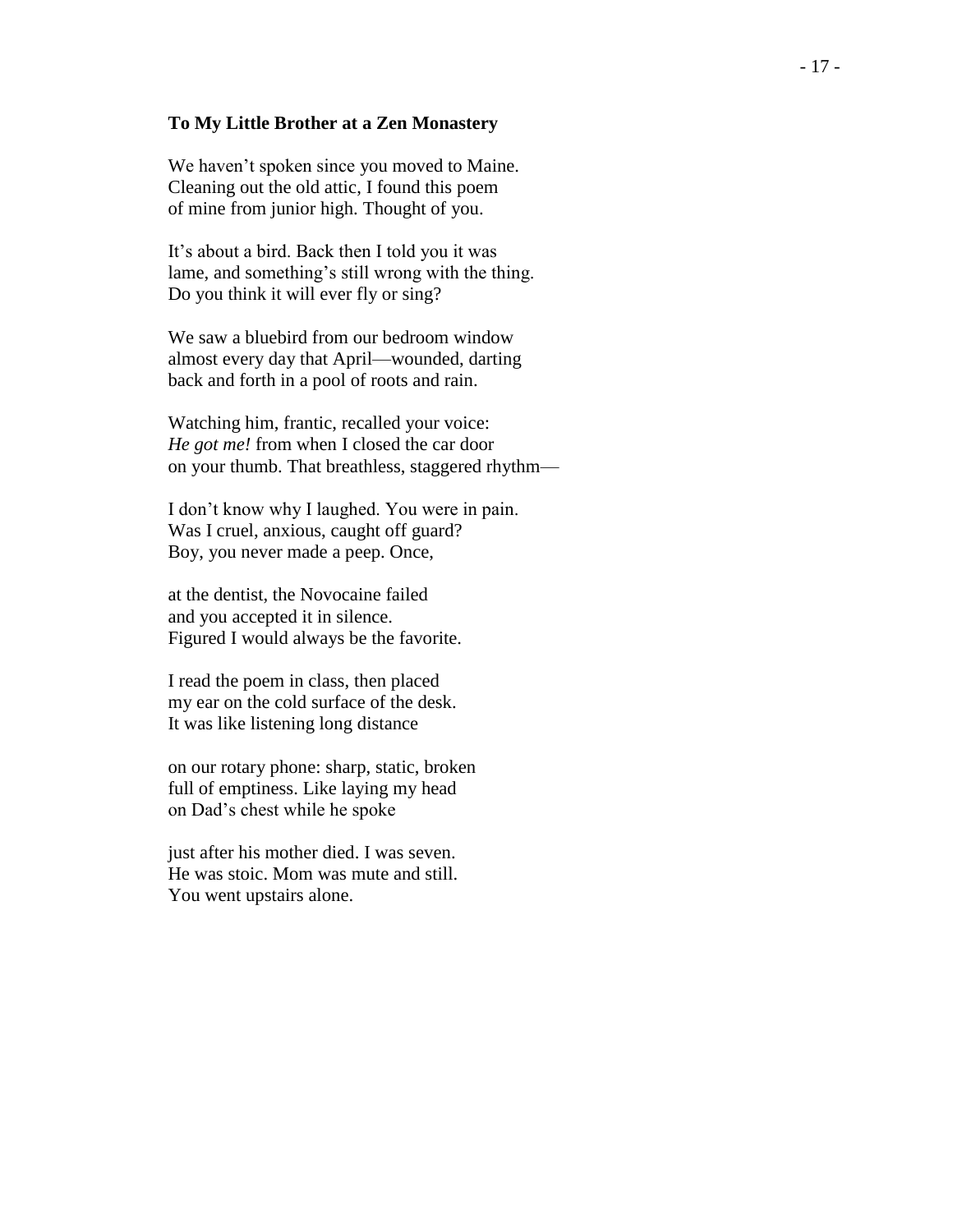**To My Little Brother at a Zen Monastery**

We haven't spoken since you moved to Maine.  
Cleaning out the old attic, I found this poem  
of mine from junior high. Thought of you.

It's about a bird. Back then I told you it was  
lame, and something's still wrong with the thing.  
Do you think it will ever fly or sing?

We saw a bluebird from our bedroom window  
almost every day that April—wounded, darting  
back and forth in a pool of roots and rain.

Watching him, frantic, recalled your voice:  
*He got me!* from when I closed the car door  
on your thumb. That breathless, staggered rhythm—

I don't know why I laughed. You were in pain.  
Was I cruel, anxious, caught off guard?  
Boy, you never made a peep. Once,

at the dentist, the Novocaine failed  
and you accepted it in silence.  
Figured I would always be the favorite.

I read the poem in class, then placed  
my ear on the cold surface of the desk.  
It was like listening long distance

on our rotary phone: sharp, static, broken  
full of emptiness. Like laying my head  
on Dad's chest while he spoke

just after his mother died. I was seven.  
He was stoic. Mom was mute and still.  
You went upstairs alone.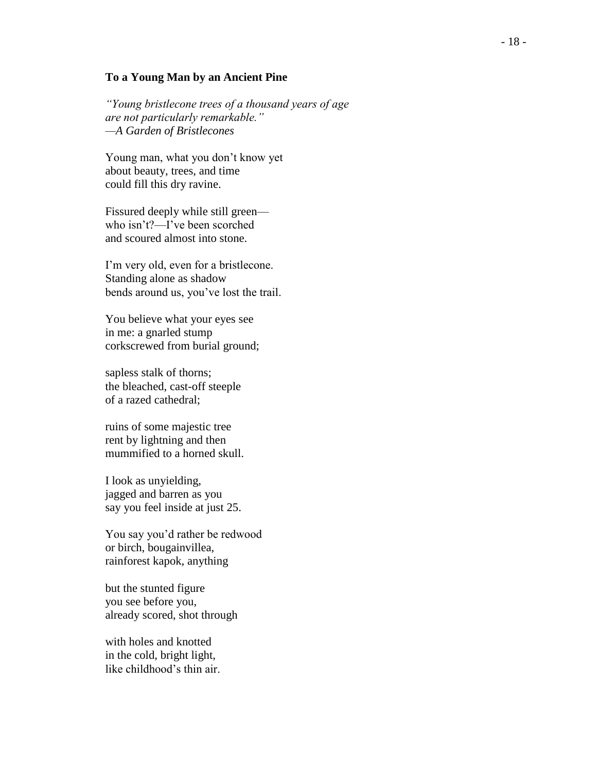**To a Young Man by an Ancient Pine**

*"Young bristlecone trees of a thousand years of age*
*are not particularly remarkable."*
*—A Garden of Bristlecones*

Young man, what you don't know yet
about beauty, trees, and time
could fill this dry ravine.

Fissured deeply while still green—
who isn't?—I've been scorched
and scoured almost into stone.

I'm very old, even for a bristlecone.
Standing alone as shadow
bends around us, you've lost the trail.

You believe what your eyes see
in me: a gnarled stump
corkscrewed from burial ground;

sapless stalk of thorns;
the bleached, cast-off steeple
of a razed cathedral;

ruins of some majestic tree
rent by lightning and then
mummified to a horned skull.

I look as unyielding,
jagged and barren as you
say you feel inside at just 25.

You say you'd rather be redwood
or birch, bougainvillea,
rainforest kapok, anything

but the stunted figure
you see before you,
already scored, shot through

with holes and knotted
in the cold, bright light,
like childhood's thin air.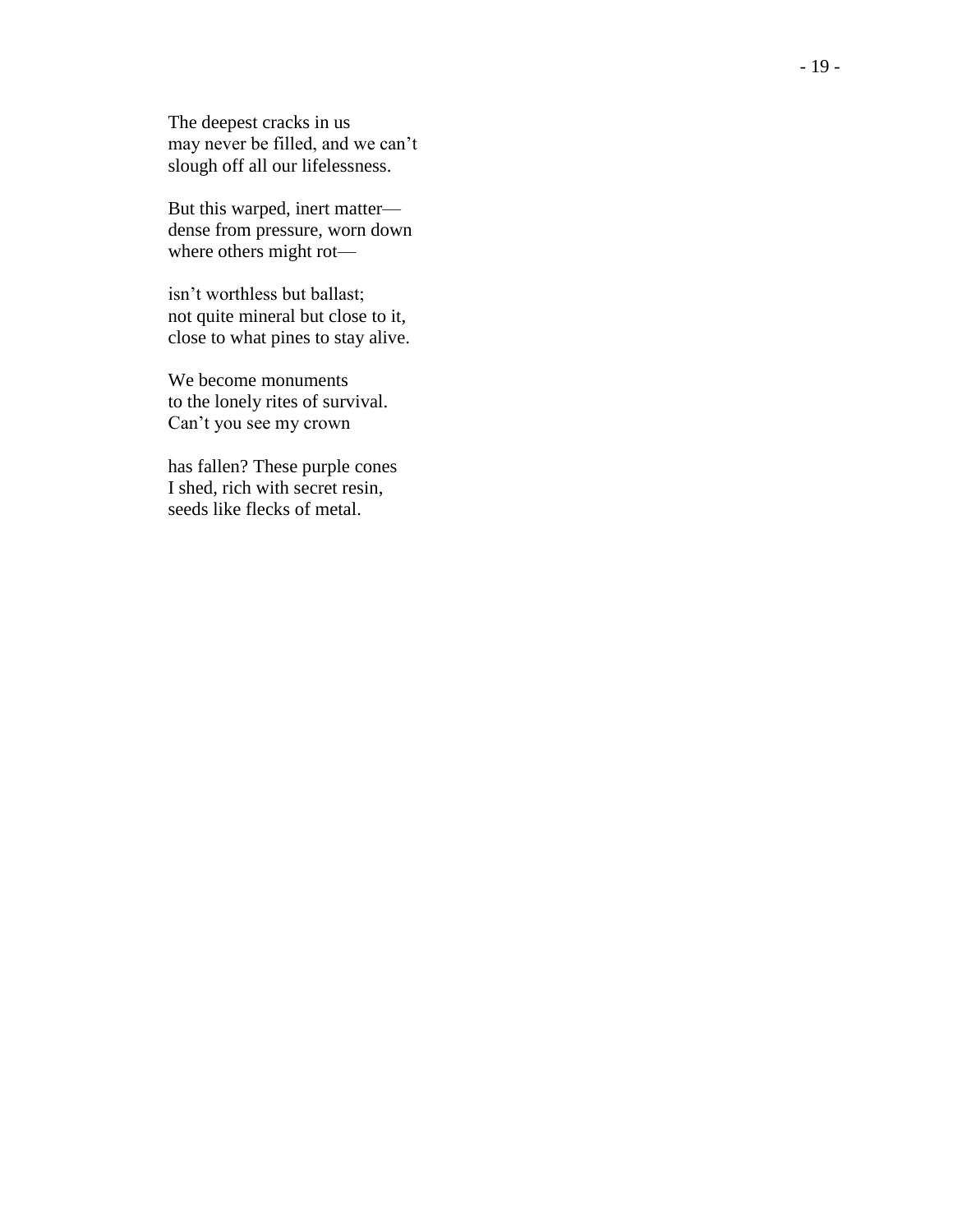The deepest cracks in us
may never be filled, and we can't
slough off all our lifelessness.

But this warped, inert matter—
dense from pressure, worn down
where others might rot—

isn't worthless but ballast;
not quite mineral but close to it,
close to what pines to stay alive.

We become monuments
to the lonely rites of survival.
Can't you see my crown

has fallen? These purple cones
I shed, rich with secret resin,
seeds like flecks of metal.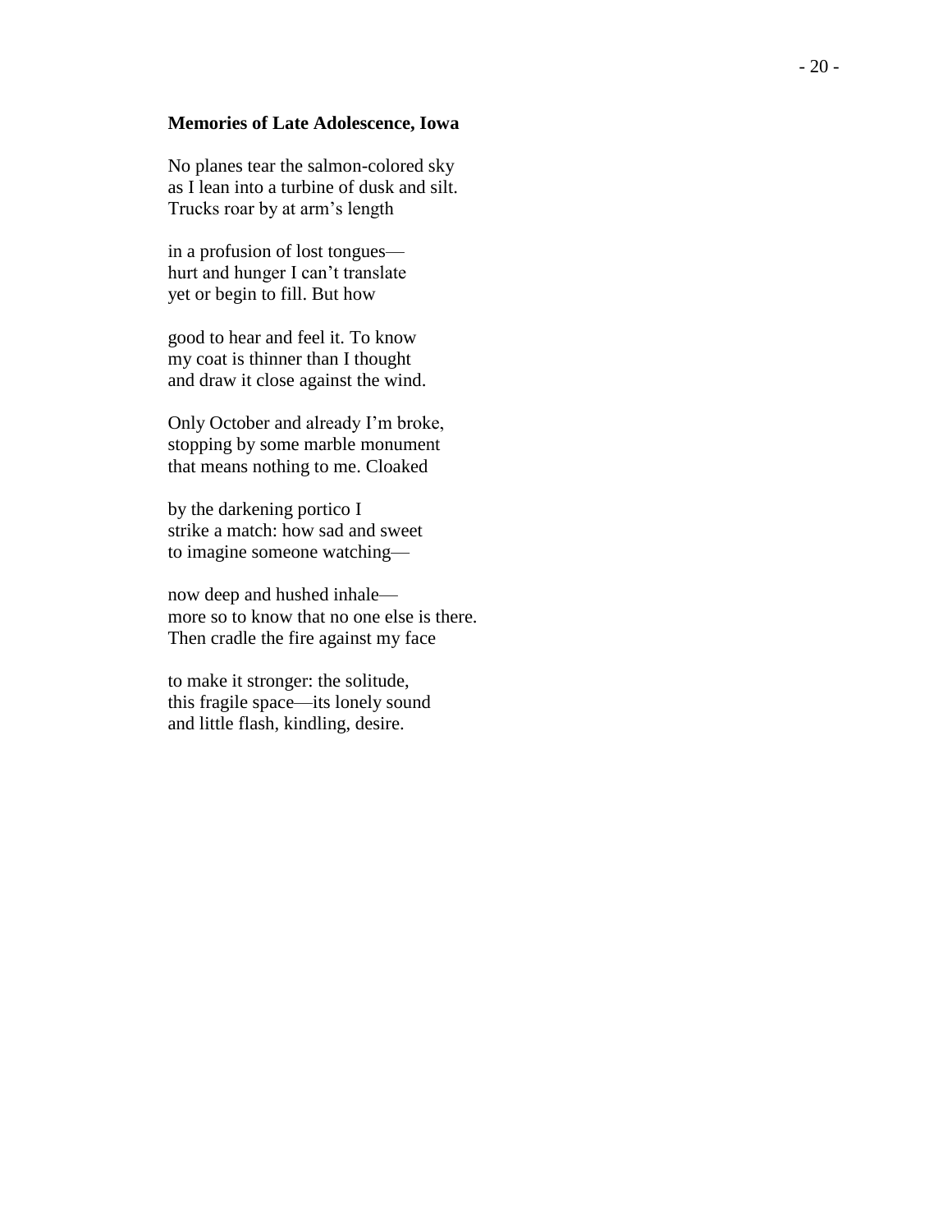**Memories of Late Adolescence, Iowa**

No planes tear the salmon-colored sky
as I lean into a turbine of dusk and silt.
Trucks roar by at arm's length

in a profusion of lost tongues—
hurt and hunger I can't translate
yet or begin to fill. But how

good to hear and feel it. To know
my coat is thinner than I thought
and draw it close against the wind.

Only October and already I'm broke,
stopping by some marble monument
that means nothing to me. Cloaked

by the darkening portico I
strike a match: how sad and sweet
to imagine someone watching—

now deep and hushed inhale—
more so to know that no one else is there.
Then cradle the fire against my face

to make it stronger: the solitude,
this fragile space—its lonely sound
and little flash, kindling, desire.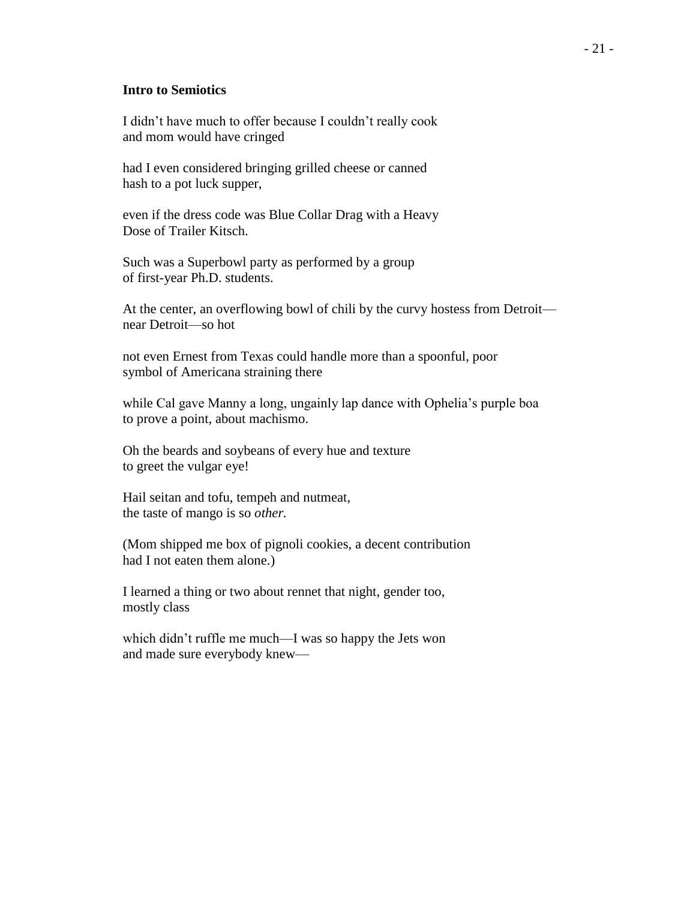**Intro to Semiotics**

I didn't have much to offer because I couldn't really cook
and mom would have cringed

had I even considered bringing grilled cheese or canned
hash to a pot luck supper,

even if the dress code was Blue Collar Drag with a Heavy
Dose of Trailer Kitsch.

Such was a Superbowl party as performed by a group
of first-year Ph.D. students.

At the center, an overflowing bowl of chili by the curvy hostess from Detroit—
near Detroit—so hot

not even Ernest from Texas could handle more than a spoonful, poor
symbol of Americana straining there

while Cal gave Manny a long, ungainly lap dance with Ophelia's purple boa
to prove a point, about machismo.

Oh the beards and soybeans of every hue and texture
to greet the vulgar eye!

Hail seitan and tofu, tempeh and nutmeat,
the taste of mango is so *other*.

(Mom shipped me box of pignoli cookies, a decent contribution
had I not eaten them alone.)

I learned a thing or two about rennet that night, gender too,
mostly class

which didn't ruffle me much—I was so happy the Jets won
and made sure everybody knew—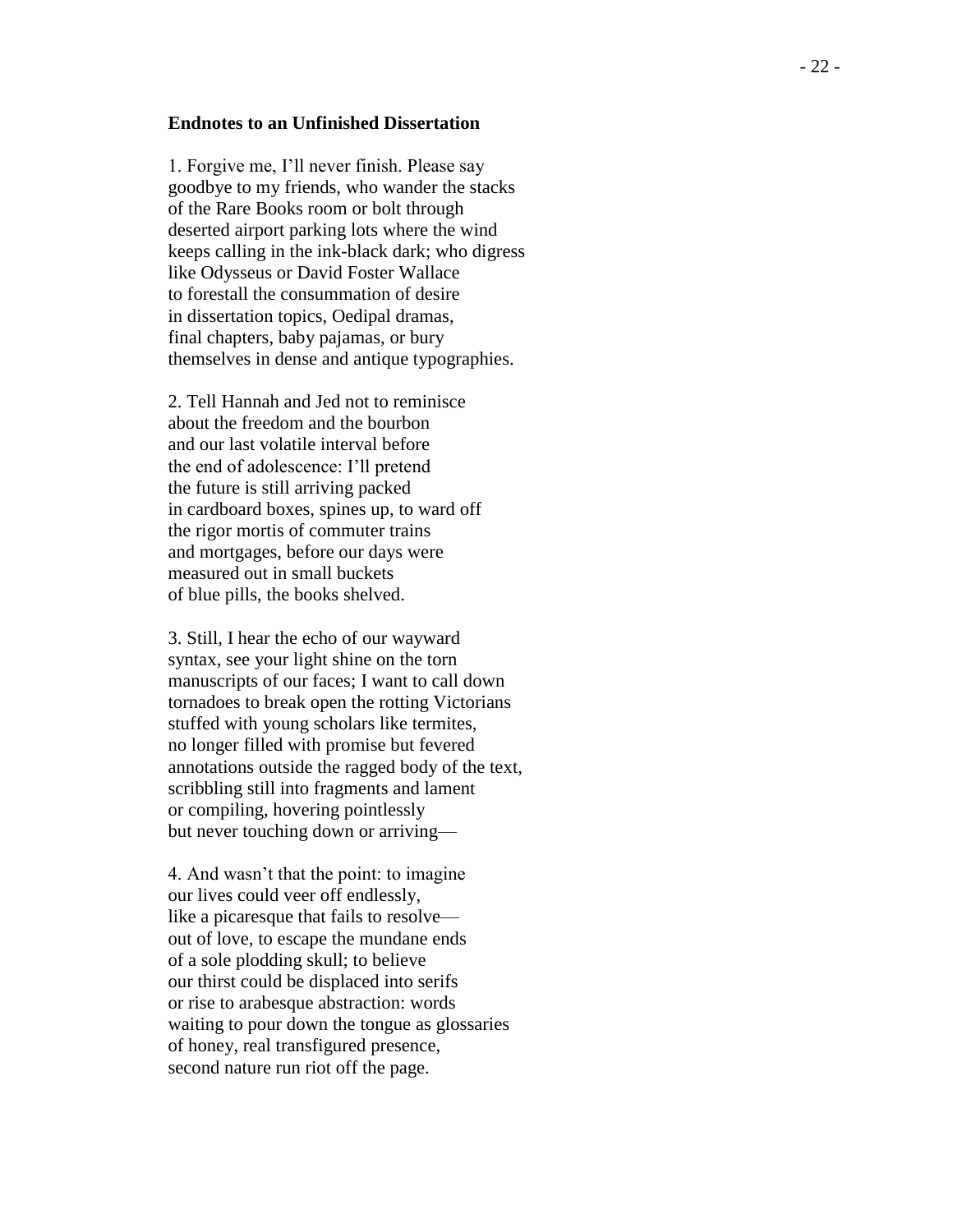**Endnotes to an Unfinished Dissertation**

1. Forgive me, I'll never finish. Please say
goodbye to my friends, who wander the stacks
of the Rare Books room or bolt through
deserted airport parking lots where the wind
keeps calling in the ink-black dark; who digress
like Odysseus or David Foster Wallace
to forestall the consummation of desire
in dissertation topics, Oedipal dramas,
final chapters, baby pajamas, or bury
themselves in dense and antique typographies.

2. Tell Hannah and Jed not to reminisce
about the freedom and the bourbon
and our last volatile interval before
the end of adolescence: I'll pretend
the future is still arriving packed
in cardboard boxes, spines up, to ward off
the rigor mortis of commuter trains
and mortgages, before our days were
measured out in small buckets
of blue pills, the books shelved.

3. Still, I hear the echo of our wayward
syntax, see your light shine on the torn
manuscripts of our faces; I want to call down
tornadoes to break open the rotting Victorians
stuffed with young scholars like termites,
no longer filled with promise but fevered
annotations outside the ragged body of the text,
scribbling still into fragments and lament
or compiling, hovering pointlessly
but never touching down or arriving—

4. And wasn't that the point: to imagine
our lives could veer off endlessly,
like a picaresque that fails to resolve—
out of love, to escape the mundane ends
of a sole plodding skull; to believe
our thirst could be displaced into serifs
or rise to arabesque abstraction: words
waiting to pour down the tongue as glossaries
of honey, real transfigured presence,
second nature run riot off the page.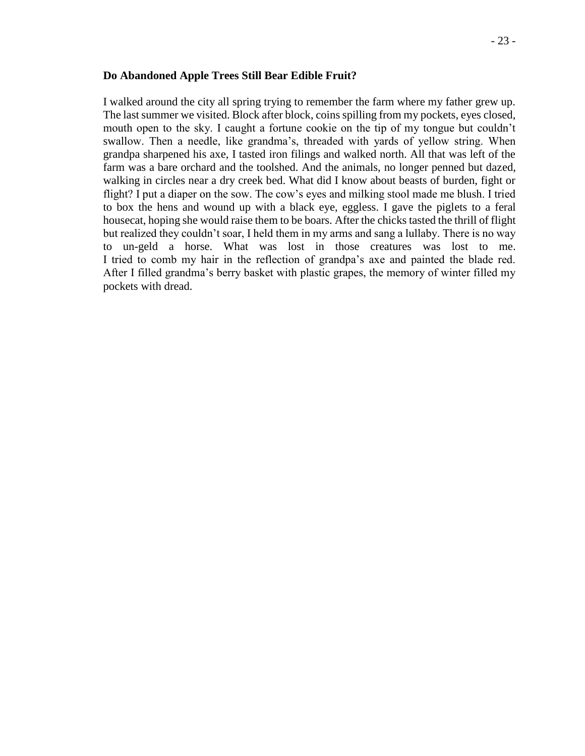**Do Abandoned Apple Trees Still Bear Edible Fruit?**

I walked around the city all spring trying to remember the farm where my father grew up. The last summer we visited. Block after block, coins spilling from my pockets, eyes closed, mouth open to the sky. I caught a fortune cookie on the tip of my tongue but couldn't swallow. Then a needle, like grandma's, threaded with yards of yellow string. When grandpa sharpened his axe, I tasted iron filings and walked north. All that was left of the farm was a bare orchard and the toolshed. And the animals, no longer penned but dazed, walking in circles near a dry creek bed. What did I know about beasts of burden, fight or flight? I put a diaper on the sow. The cow's eyes and milking stool made me blush. I tried to box the hens and wound up with a black eye, eggless. I gave the piglets to a feral housecat, hoping she would raise them to be boars. After the chicks tasted the thrill of flight but realized they couldn't soar, I held them in my arms and sang a lullaby. There is no way to un-geld a horse. What was lost in those creatures was lost to me.
I tried to comb my hair in the reflection of grandpa's axe and painted the blade red. After I filled grandma's berry basket with plastic grapes, the memory of winter filled my pockets with dread.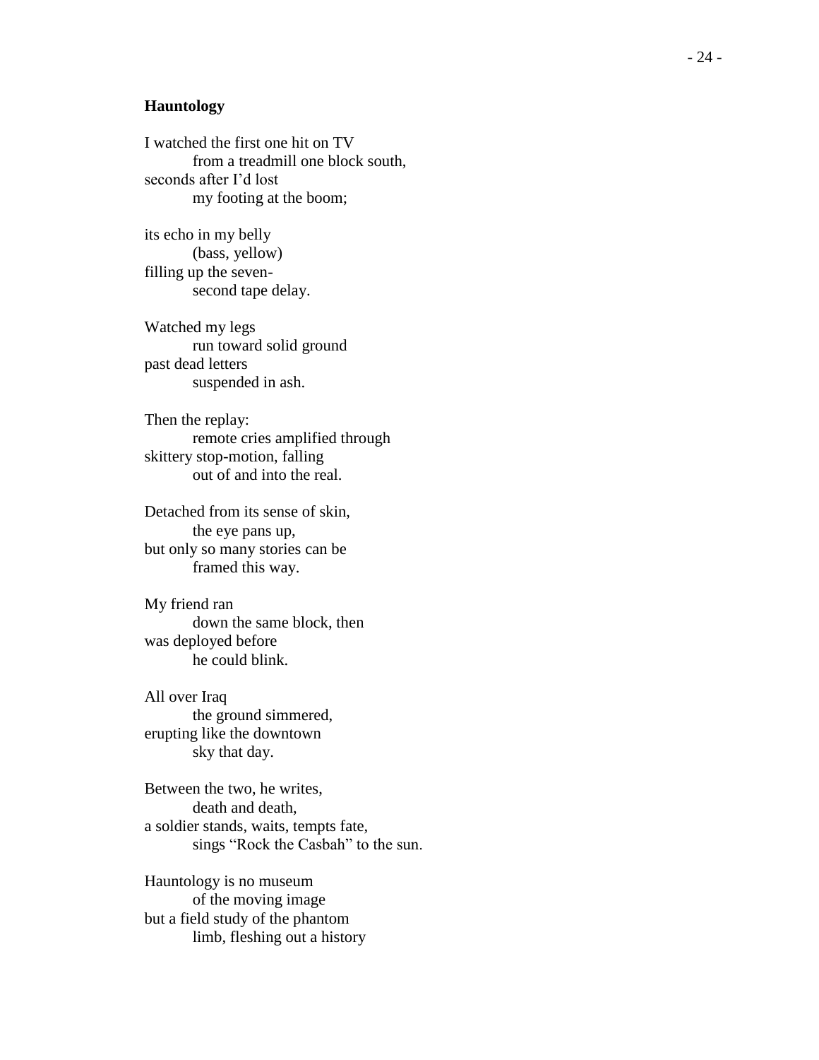**Hauntology**

I watched the first one hit on TV  
        from a treadmill one block south,  
seconds after I'd lost  
        my footing at the boom;

its echo in my belly  
        (bass, yellow)  
filling up the seven-  
        second tape delay.

Watched my legs  
        run toward solid ground  
past dead letters  
        suspended in ash.

Then the replay:  
        remote cries amplified through  
skittery stop-motion, falling  
        out of and into the real.

Detached from its sense of skin,  
        the eye pans up,  
but only so many stories can be  
        framed this way.

My friend ran  
        down the same block, then  
was deployed before  
        he could blink.

All over Iraq  
        the ground simmered,  
erupting like the downtown  
        sky that day.

Between the two, he writes,  
        death and death,  
a soldier stands, waits, tempts fate,  
        sings "Rock the Casbah" to the sun.

Hauntology is no museum  
        of the moving image  
but a field study of the phantom  
        limb, fleshing out a history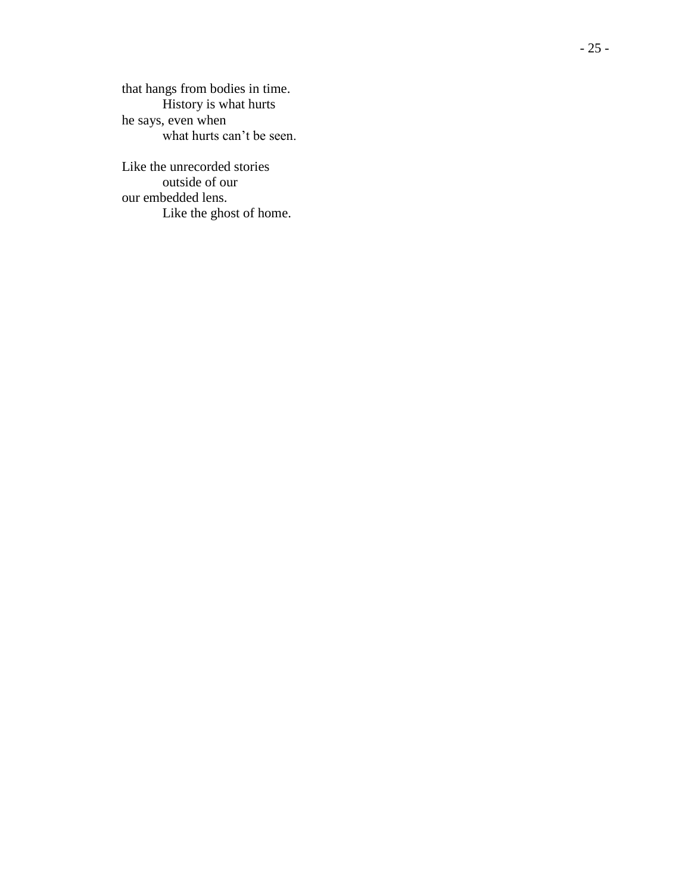that hangs from bodies in time.
          History is what hurts
he says, even when
          what hurts can't be seen.

Like the unrecorded stories
          outside of our
our embedded lens.
          Like the ghost of home.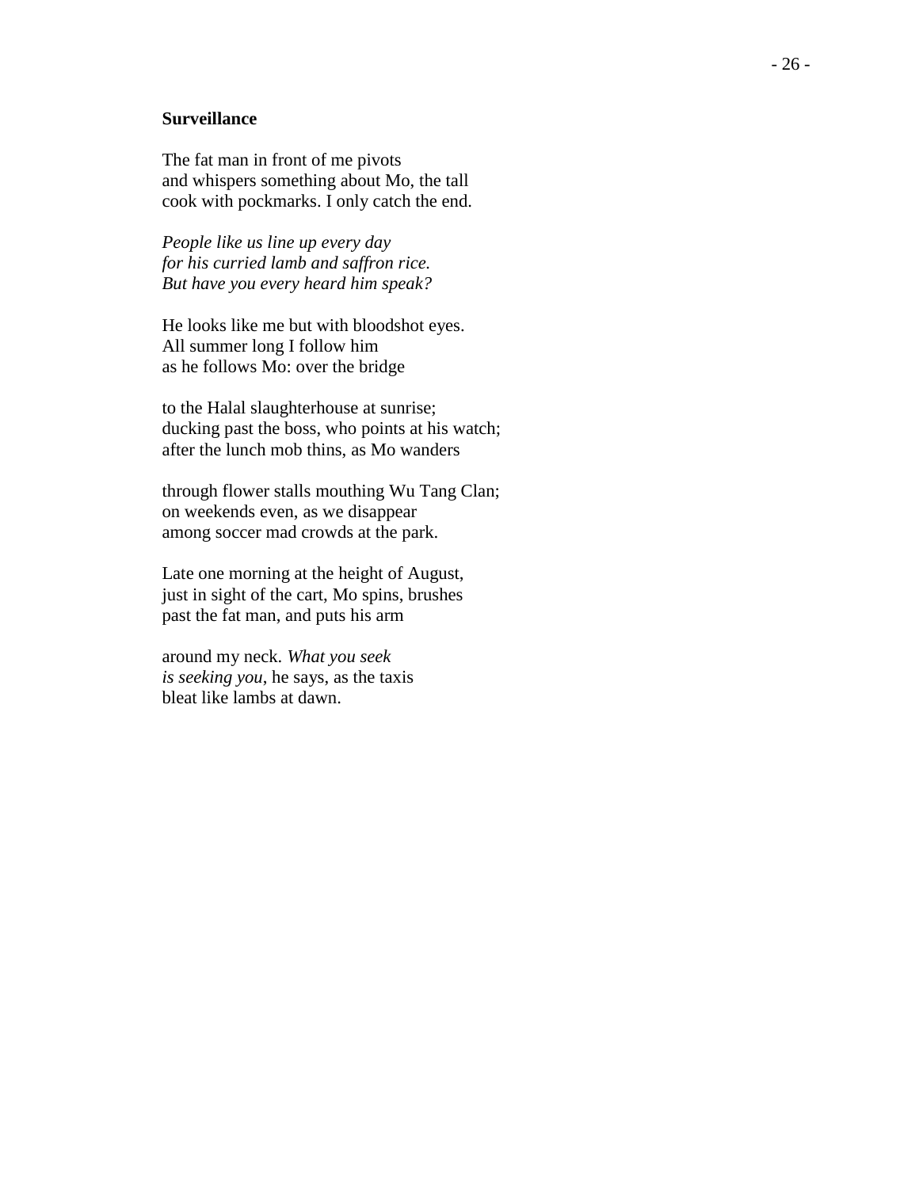**Surveillance**

The fat man in front of me pivots  
and whispers something about Mo, the tall  
cook with pockmarks. I only catch the end.

*People like us line up every day*  
*for his curried lamb and saffron rice.*  
*But have you every heard him speak?*

He looks like me but with bloodshot eyes.  
All summer long I follow him  
as he follows Mo: over the bridge

to the Halal slaughterhouse at sunrise;  
ducking past the boss, who points at his watch;  
after the lunch mob thins, as Mo wanders

through flower stalls mouthing Wu Tang Clan;  
on weekends even, as we disappear  
among soccer mad crowds at the park.

Late one morning at the height of August,  
just in sight of the cart, Mo spins, brushes  
past the fat man, and puts his arm

around my neck. *What you seek*  
*is seeking you*, he says, as the taxis  
bleat like lambs at dawn.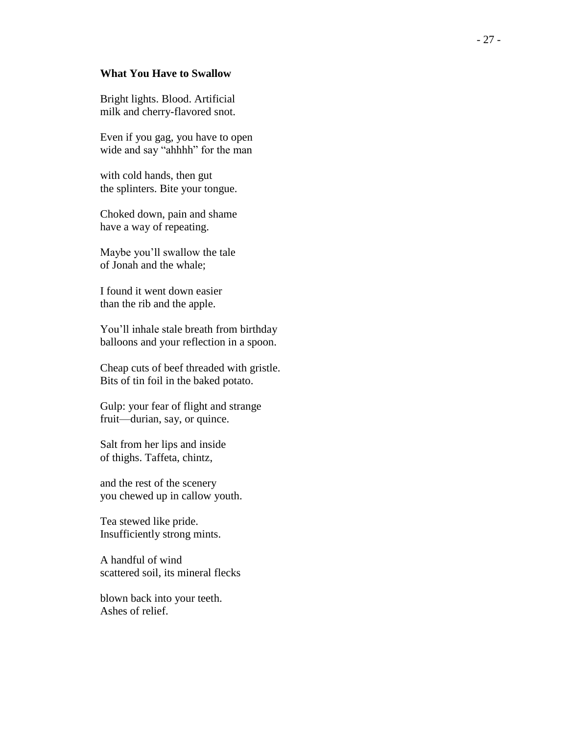**What You Have to Swallow**

Bright lights. Blood. Artificial
milk and cherry-flavored snot.

Even if you gag, you have to open
wide and say "ahhhh" for the man

with cold hands, then gut
the splinters. Bite your tongue.

Choked down, pain and shame
have a way of repeating.

Maybe you'll swallow the tale
of Jonah and the whale;

I found it went down easier
than the rib and the apple.

You'll inhale stale breath from birthday
balloons and your reflection in a spoon.

Cheap cuts of beef threaded with gristle.
Bits of tin foil in the baked potato.

Gulp: your fear of flight and strange
fruit—durian, say, or quince.

Salt from her lips and inside
of thighs. Taffeta, chintz,

and the rest of the scenery
you chewed up in callow youth.

Tea stewed like pride.
Insufficiently strong mints.

A handful of wind
scattered soil, its mineral flecks

blown back into your teeth.
Ashes of relief.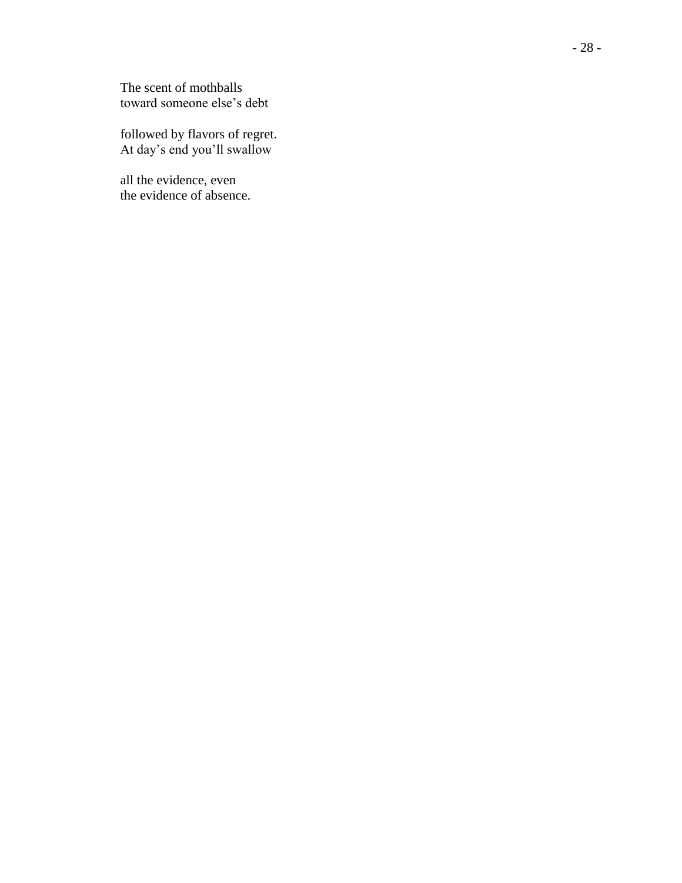The scent of mothballs  
toward someone else's debt

followed by flavors of regret.  
At day's end you'll swallow

all the evidence, even  
the evidence of absence.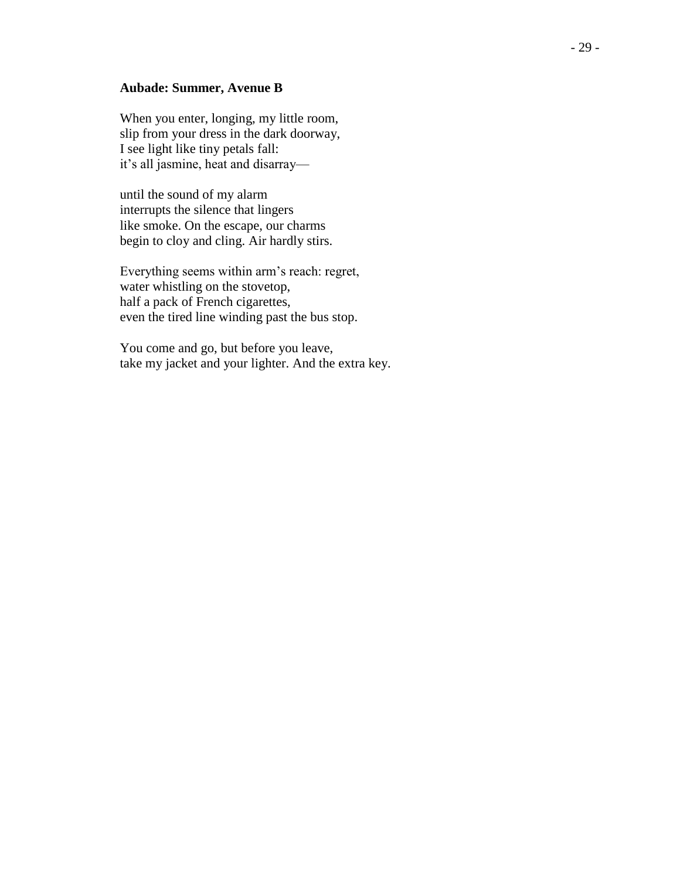**Aubade: Summer, Avenue B**

When you enter, longing, my little room,  
slip from your dress in the dark doorway,  
I see light like tiny petals fall:  
it's all jasmine, heat and disarray—

until the sound of my alarm  
interrupts the silence that lingers  
like smoke. On the escape, our charms  
begin to cloy and cling. Air hardly stirs.

Everything seems within arm's reach: regret,  
water whistling on the stovetop,  
half a pack of French cigarettes,  
even the tired line winding past the bus stop.

You come and go, but before you leave,  
take my jacket and your lighter. And the extra key.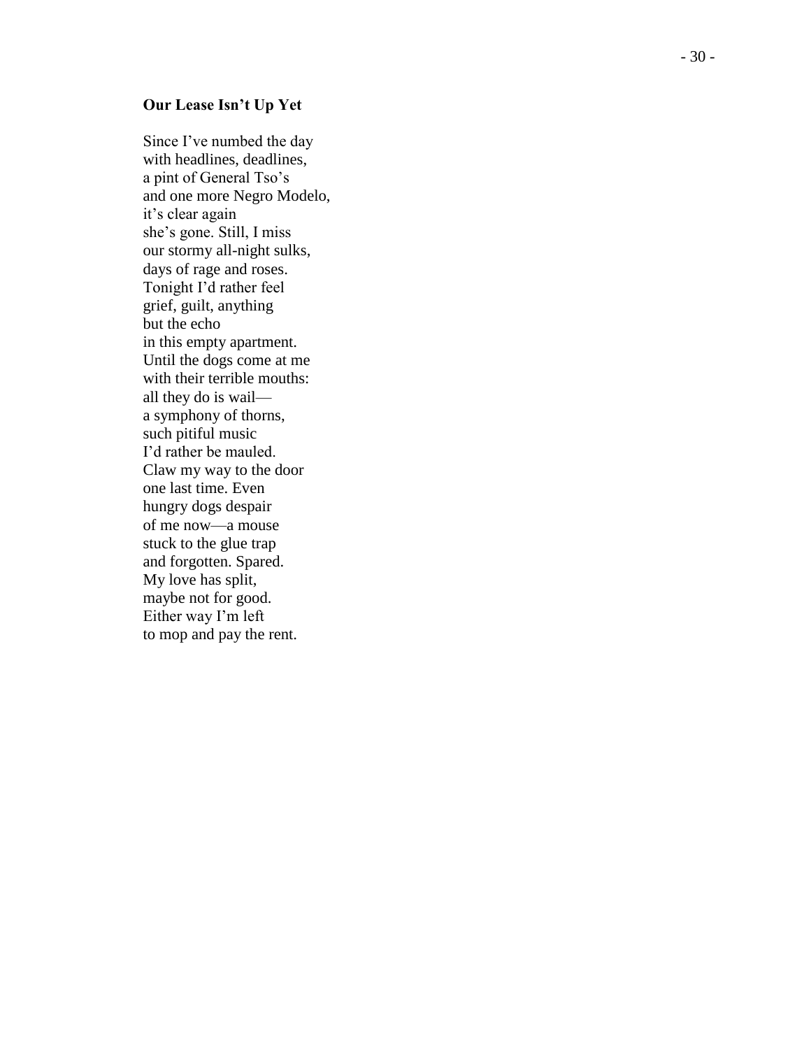**Our Lease Isn't Up Yet**

Since I've numbed the day  
with headlines, deadlines,  
a pint of General Tso's  
and one more Negro Modelo,  
it's clear again  
she's gone. Still, I miss  
our stormy all-night sulks,  
days of rage and roses.  
Tonight I'd rather feel  
grief, guilt, anything  
but the echo  
in this empty apartment.  
Until the dogs come at me  
with their terrible mouths:  
all they do is wail—  
a symphony of thorns,  
such pitiful music  
I'd rather be mauled.  
Claw my way to the door  
one last time. Even  
hungry dogs despair  
of me now—a mouse  
stuck to the glue trap  
and forgotten. Spared.  
My love has split,  
maybe not for good.  
Either way I'm left  
to mop and pay the rent.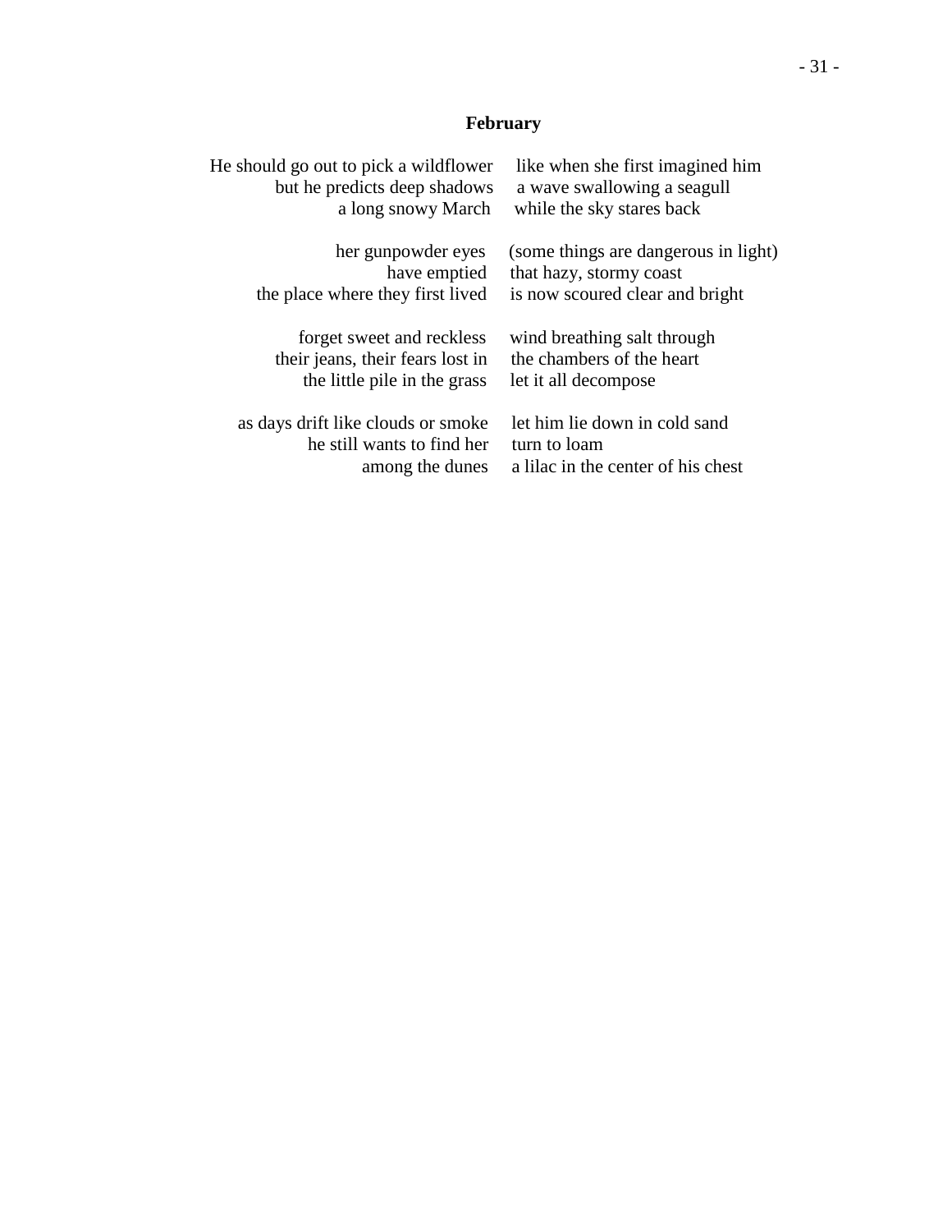## February

He should go out to pick a wildflower     like when she first imagined him
but he predicts deep shadows     a wave swallowing a seagull
a long snowy March     while the sky stares back

her gunpowder eyes     (some things are dangerous in light)
have emptied     that hazy, stormy coast
the place where they first lived     is now scoured clear and bright

forget sweet and reckless     wind breathing salt through
their jeans, their fears lost in     the chambers of the heart
the little pile in the grass     let it all decompose

as days drift like clouds or smoke     let him lie down in cold sand
he still wants to find her     turn to loam
among the dunes     a lilac in the center of his chest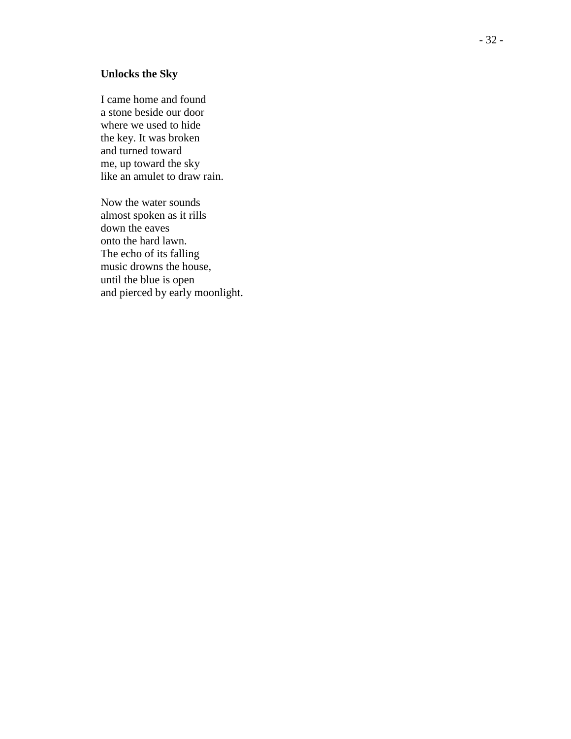**Unlocks the Sky**

I came home and found  
a stone beside our door  
where we used to hide  
the key. It was broken  
and turned toward  
me, up toward the sky  
like an amulet to draw rain.

Now the water sounds  
almost spoken as it rills  
down the eaves  
onto the hard lawn.  
The echo of its falling  
music drowns the house,  
until the blue is open  
and pierced by early moonlight.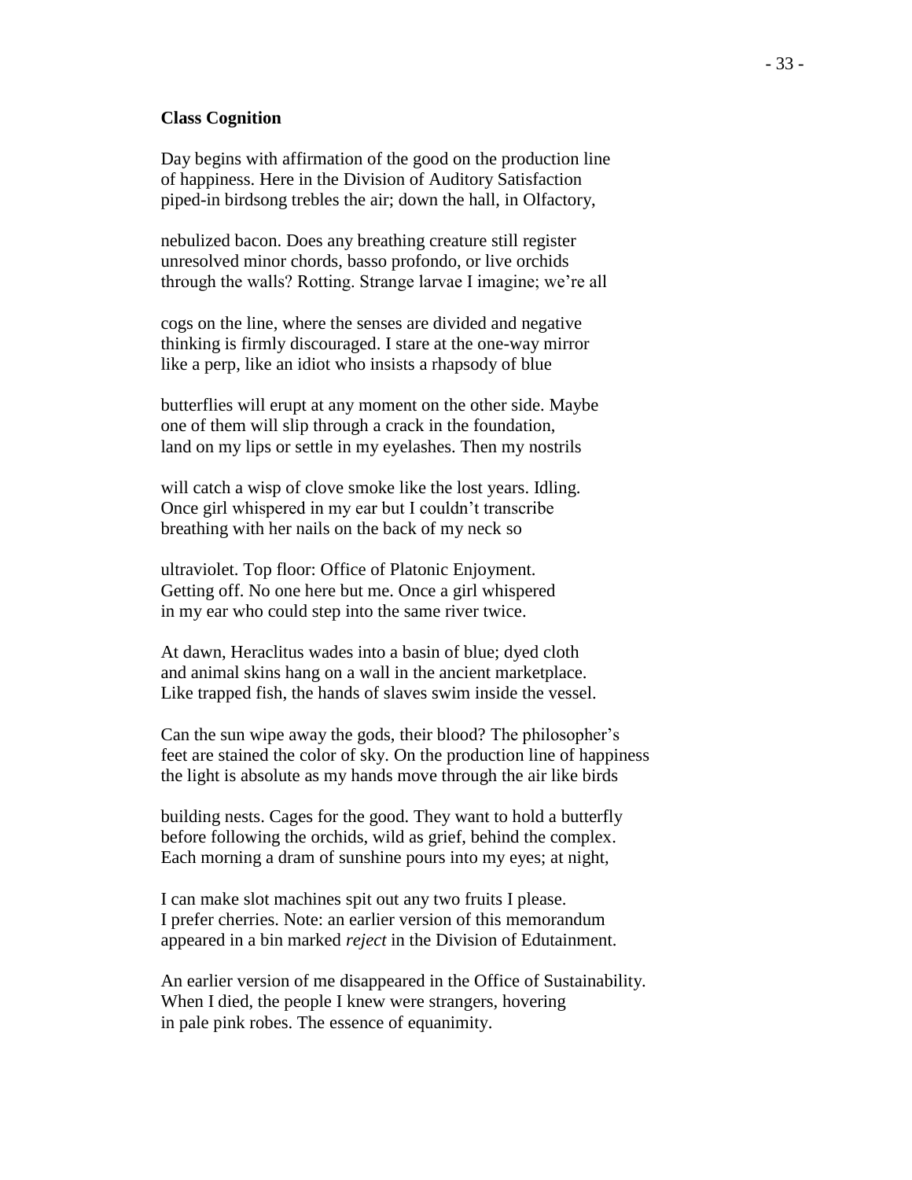**Class Cognition**

Day begins with affirmation of the good on the production line  
of happiness. Here in the Division of Auditory Satisfaction  
piped-in birdsong trebles the air; down the hall, in Olfactory,

nebulized bacon. Does any breathing creature still register  
unresolved minor chords, basso profondo, or live orchids  
through the walls? Rotting. Strange larvae I imagine; we're all

cogs on the line, where the senses are divided and negative  
thinking is firmly discouraged. I stare at the one-way mirror  
like a perp, like an idiot who insists a rhapsody of blue

butterflies will erupt at any moment on the other side. Maybe  
one of them will slip through a crack in the foundation,  
land on my lips or settle in my eyelashes. Then my nostrils

will catch a wisp of clove smoke like the lost years. Idling.  
Once girl whispered in my ear but I couldn't transcribe  
breathing with her nails on the back of my neck so

ultraviolet. Top floor: Office of Platonic Enjoyment.  
Getting off. No one here but me. Once a girl whispered  
in my ear who could step into the same river twice.

At dawn, Heraclitus wades into a basin of blue; dyed cloth  
and animal skins hang on a wall in the ancient marketplace.  
Like trapped fish, the hands of slaves swim inside the vessel.

Can the sun wipe away the gods, their blood? The philosopher's  
feet are stained the color of sky. On the production line of happiness  
the light is absolute as my hands move through the air like birds

building nests. Cages for the good. They want to hold a butterfly  
before following the orchids, wild as grief, behind the complex.  
Each morning a dram of sunshine pours into my eyes; at night,

I can make slot machines spit out any two fruits I please.  
I prefer cherries. Note: an earlier version of this memorandum  
appeared in a bin marked *reject* in the Division of Edutainment.

An earlier version of me disappeared in the Office of Sustainability.  
When I died, the people I knew were strangers, hovering  
in pale pink robes. The essence of equanimity.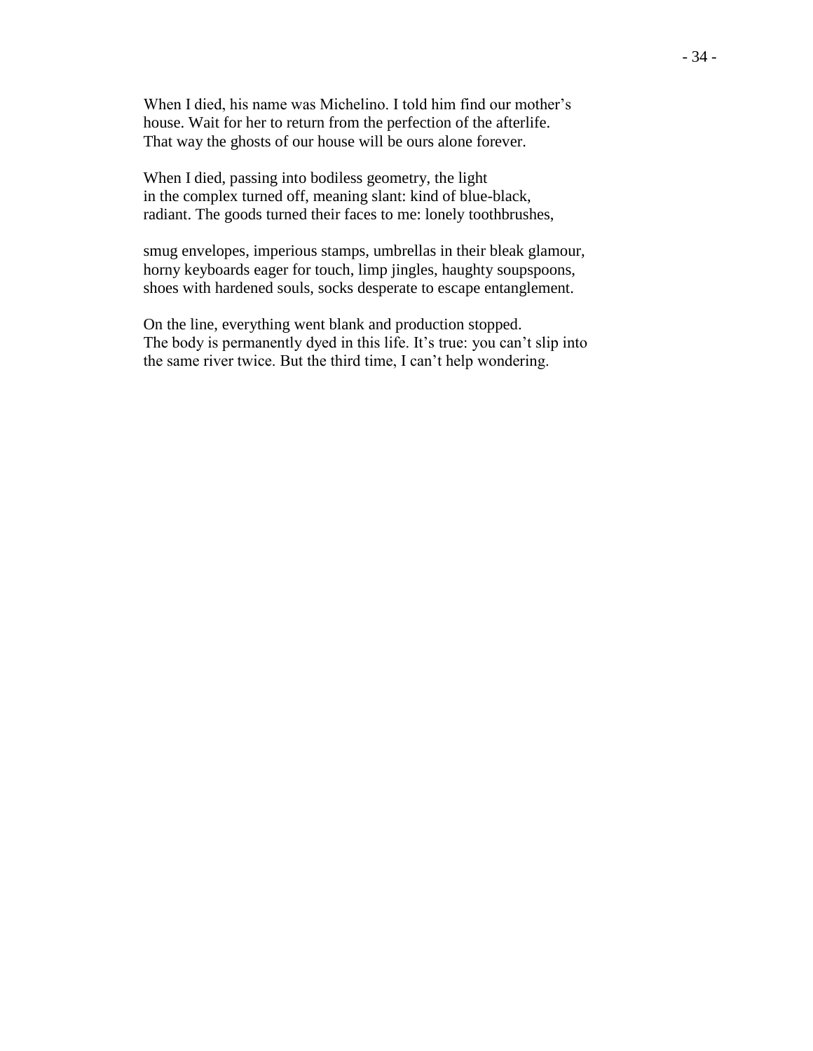When I died, his name was Michelino. I told him find our mother's
house. Wait for her to return from the perfection of the afterlife.
That way the ghosts of our house will be ours alone forever.

When I died, passing into bodiless geometry, the light
in the complex turned off, meaning slant: kind of blue-black,
radiant. The goods turned their faces to me: lonely toothbrushes,

smug envelopes, imperious stamps, umbrellas in their bleak glamour,
horny keyboards eager for touch, limp jingles, haughty soupspoons,
shoes with hardened souls, socks desperate to escape entanglement.

On the line, everything went blank and production stopped.
The body is permanently dyed in this life. It's true: you can't slip into
the same river twice. But the third time, I can't help wondering.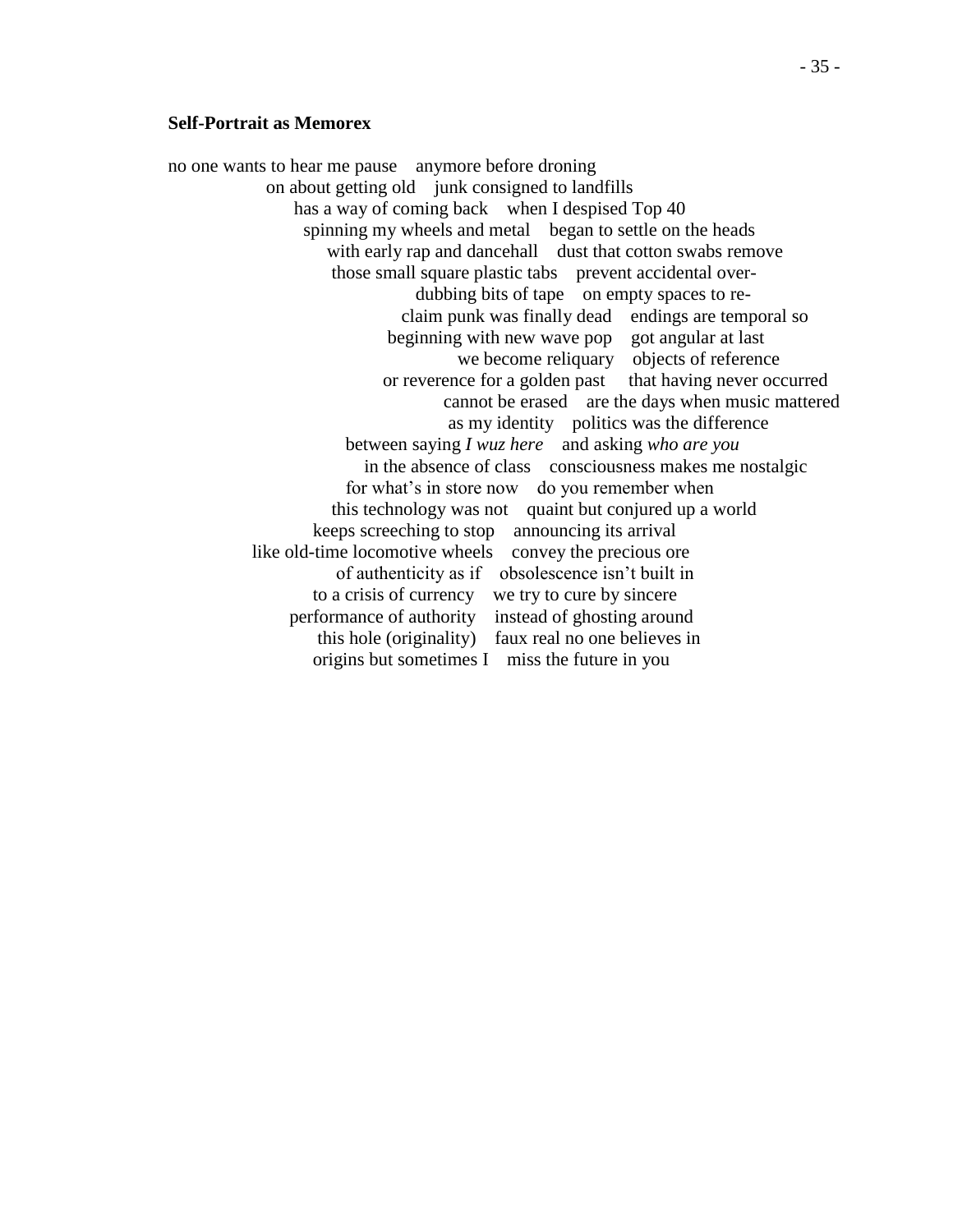**Self-Portrait as Memorex**

no one wants to hear me pause    anymore before droning  
on about getting old    junk consigned to landfills  
has a way of coming back    when I despised Top 40  
spinning my wheels and metal    began to settle on the heads  
with early rap and dancehall    dust that cotton swabs remove  
those small square plastic tabs    prevent accidental over-  
dubbing bits of tape    on empty spaces to re-  
claim punk was finally dead    endings are temporal so  
beginning with new wave pop    got angular at last  
we become reliquary    objects of reference  
or reverence for a golden past    that having never occurred  
cannot be erased    are the days when music mattered  
as my identity    politics was the difference  
between saying *I wuz here*    and asking *who are you*  
in the absence of class    consciousness makes me nostalgic  
for what's in store now    do you remember when  
this technology was not    quaint but conjured up a world  
keeps screeching to stop    announcing its arrival  
like old-time locomotive wheels    convey the precious ore  
of authenticity as if    obsolescence isn't built in  
to a crisis of currency    we try to cure by sincere  
performance of authority    instead of ghosting around  
this hole (originality)    faux real no one believes in  
origins but sometimes I    miss the future in you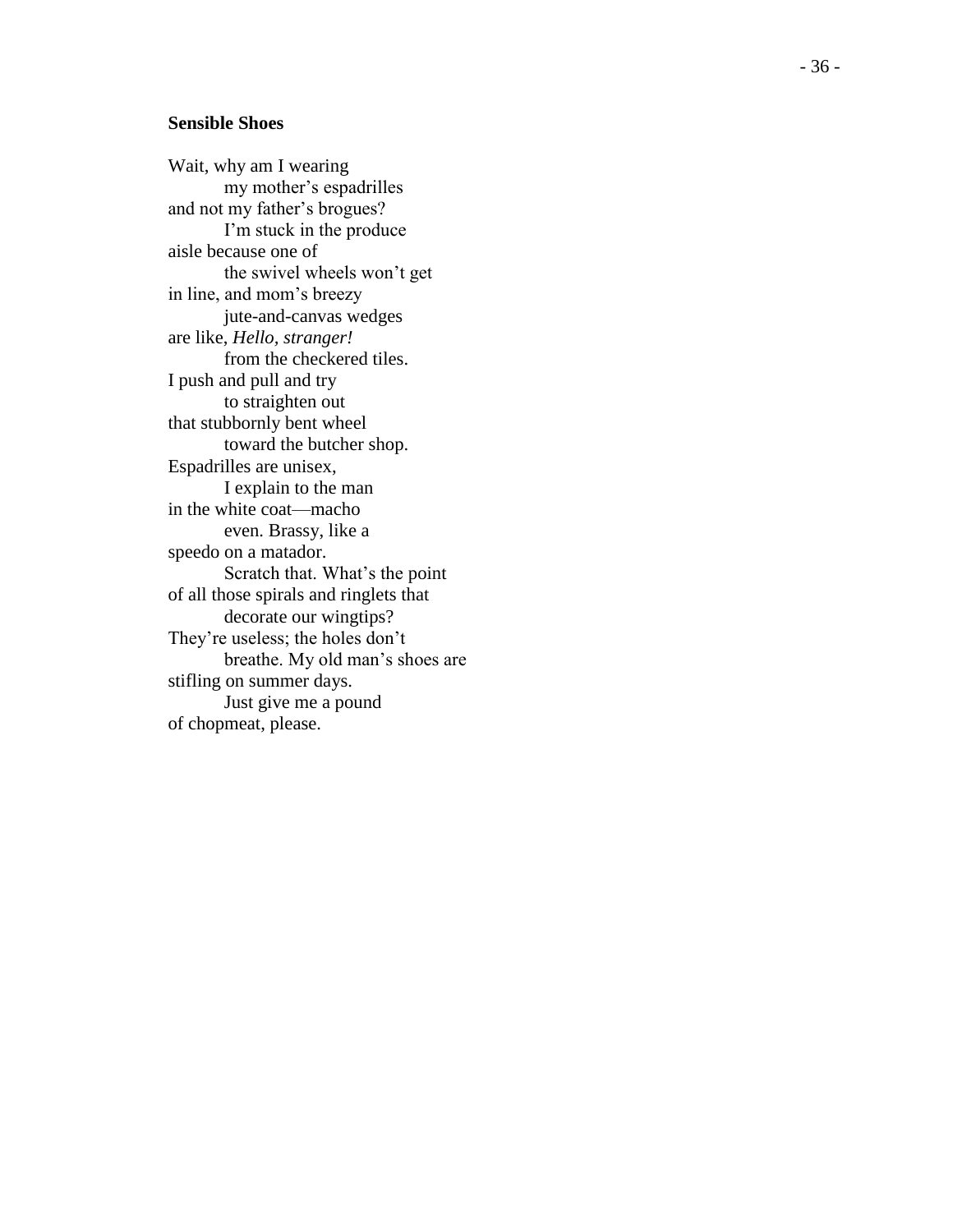**Sensible Shoes**

Wait, why am I wearing  
&emsp;&emsp;my mother’s espadrilles  
and not my father’s brogues?  
&emsp;&emsp;I’m stuck in the produce  
aisle because one of  
&emsp;&emsp;the swivel wheels won’t get  
in line, and mom’s breezy  
&emsp;&emsp;jute-and-canvas wedges  
are like, *Hello, stranger!*  
&emsp;&emsp;from the checkered tiles.  
I push and pull and try  
&emsp;&emsp;to straighten out  
that stubbornly bent wheel  
&emsp;&emsp;toward the butcher shop.  
Espadrilles are unisex,  
&emsp;&emsp;I explain to the man  
in the white coat—macho  
&emsp;&emsp;even. Brassy, like a  
speedo on a matador.  
&emsp;&emsp;Scratch that. What’s the point  
of all those spirals and ringlets that  
&emsp;&emsp;decorate our wingtips?  
They’re useless; the holes don’t  
&emsp;&emsp;breathe. My old man’s shoes are  
stifling on summer days.  
&emsp;&emsp;Just give me a pound  
of chopmeat, please.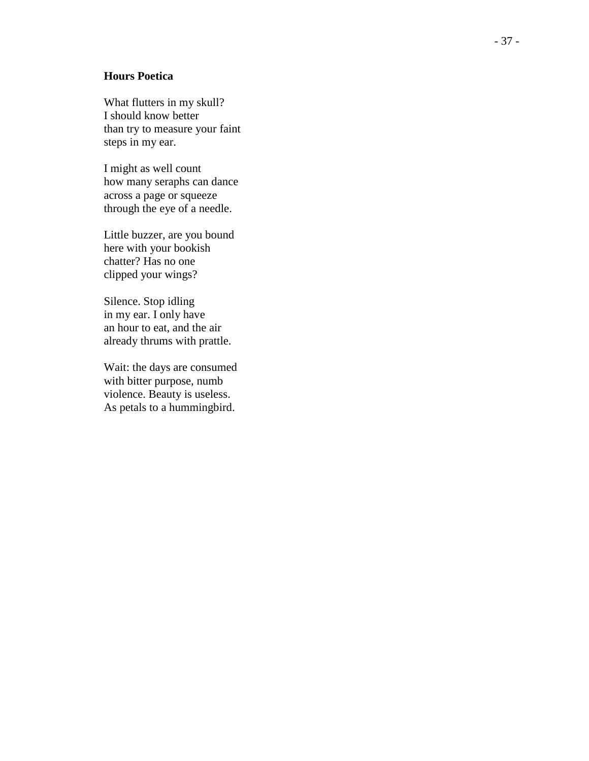**Hours Poetica**

What flutters in my skull?  
I should know better  
than try to measure your faint  
steps in my ear.

I might as well count  
how many seraphs can dance  
across a page or squeeze  
through the eye of a needle.

Little buzzer, are you bound  
here with your bookish  
chatter? Has no one  
clipped your wings?

Silence. Stop idling  
in my ear. I only have  
an hour to eat, and the air  
already thrums with prattle.

Wait: the days are consumed  
with bitter purpose, numb  
violence. Beauty is useless.  
As petals to a hummingbird.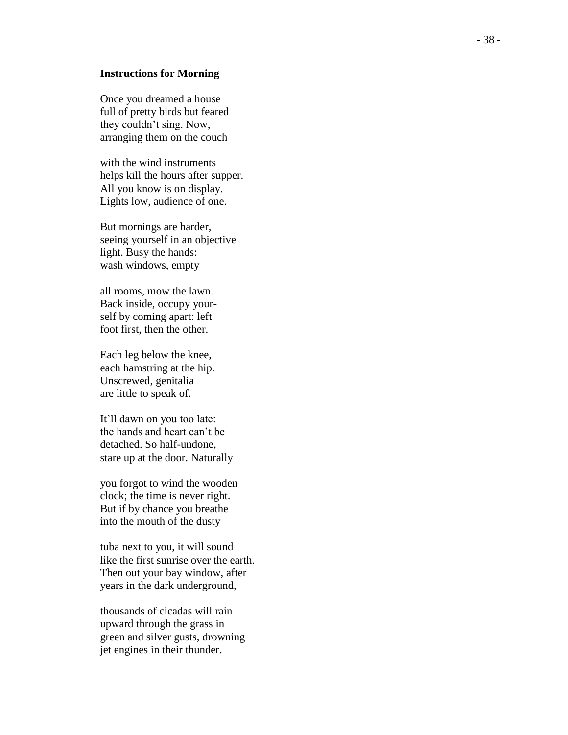**Instructions for Morning**

Once you dreamed a house  
full of pretty birds but feared  
they couldn't sing. Now,  
arranging them on the couch

with the wind instruments  
helps kill the hours after supper.  
All you know is on display.  
Lights low, audience of one.

But mornings are harder,  
seeing yourself in an objective  
light. Busy the hands:  
wash windows, empty

all rooms, mow the lawn.  
Back inside, occupy your-  
self by coming apart: left  
foot first, then the other.

Each leg below the knee,  
each hamstring at the hip.  
Unscrewed, genitalia  
are little to speak of.

It'll dawn on you too late:  
the hands and heart can't be  
detached. So half-undone,  
stare up at the door. Naturally

you forgot to wind the wooden  
clock; the time is never right.  
But if by chance you breathe  
into the mouth of the dusty

tuba next to you, it will sound  
like the first sunrise over the earth.  
Then out your bay window, after  
years in the dark underground,

thousands of cicadas will rain  
upward through the grass in  
green and silver gusts, drowning  
jet engines in their thunder.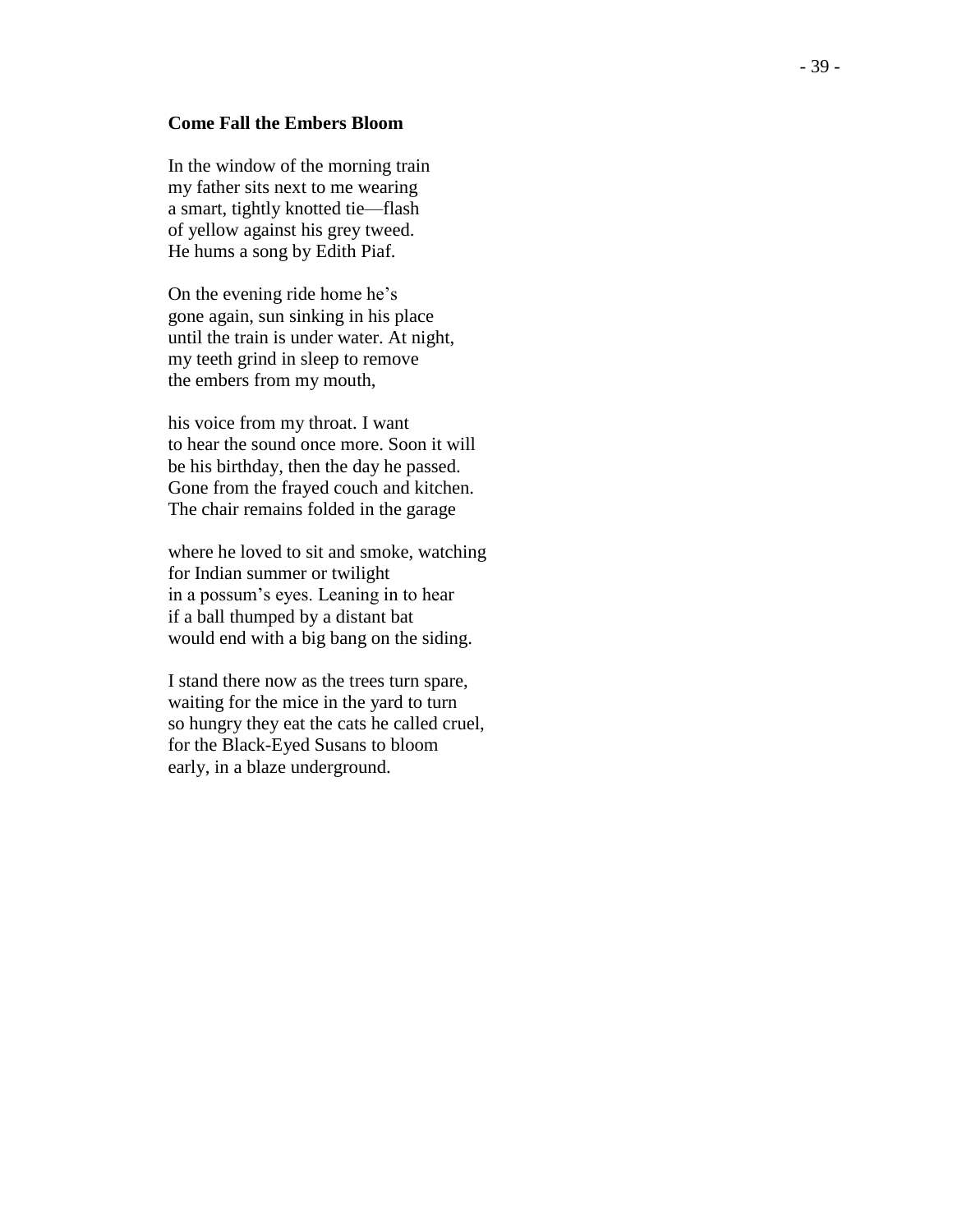**Come Fall the Embers Bloom**

In the window of the morning train
my father sits next to me wearing
a smart, tightly knotted tie—flash
of yellow against his grey tweed.
He hums a song by Edith Piaf.

On the evening ride home he's
gone again, sun sinking in his place
until the train is under water. At night,
my teeth grind in sleep to remove
the embers from my mouth,

his voice from my throat. I want
to hear the sound once more. Soon it will
be his birthday, then the day he passed.
Gone from the frayed couch and kitchen.
The chair remains folded in the garage

where he loved to sit and smoke, watching
for Indian summer or twilight
in a possum's eyes. Leaning in to hear
if a ball thumped by a distant bat
would end with a big bang on the siding.

I stand there now as the trees turn spare,
waiting for the mice in the yard to turn
so hungry they eat the cats he called cruel,
for the Black-Eyed Susans to bloom
early, in a blaze underground.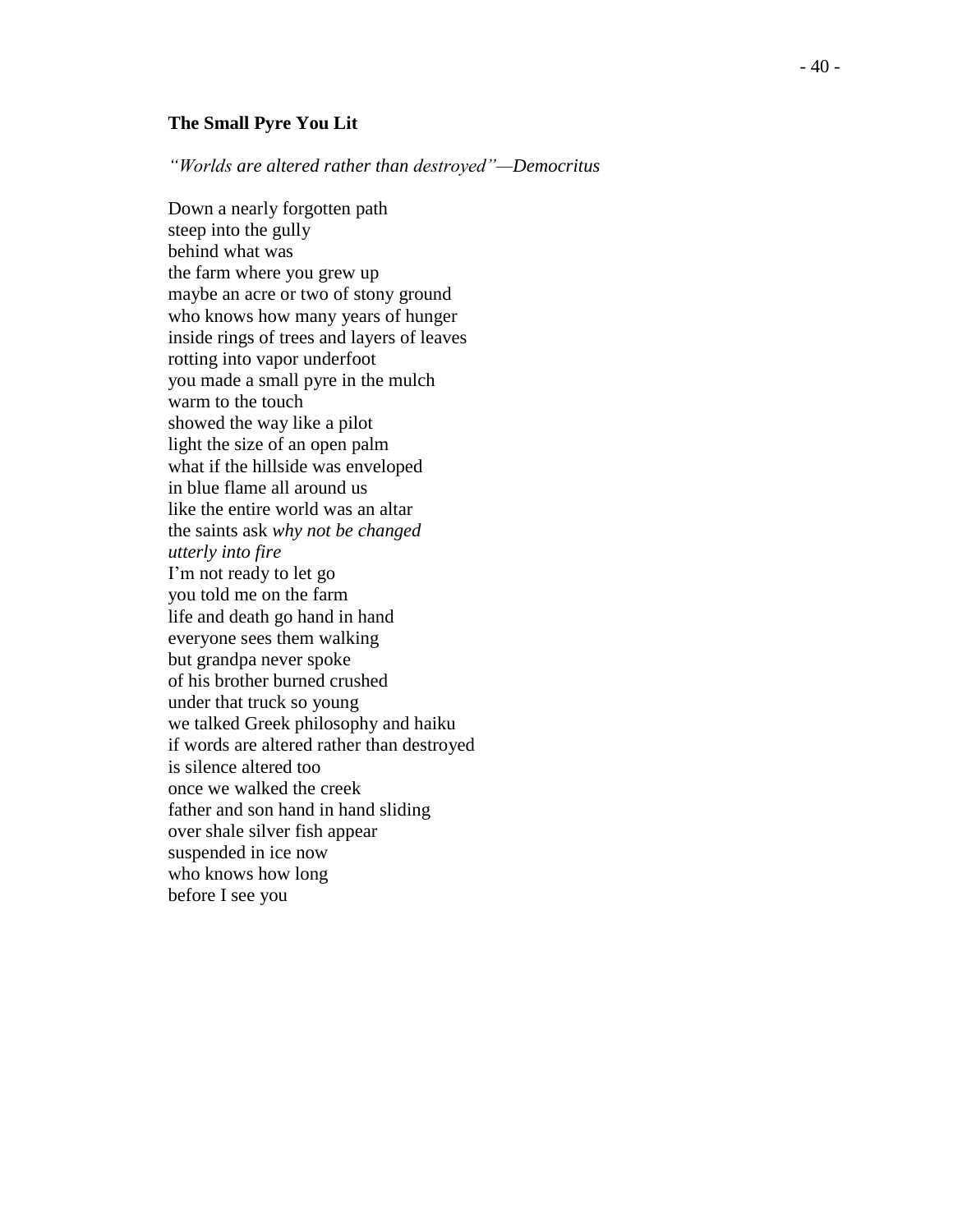**The Small Pyre You Lit**

*"Worlds are altered rather than destroyed"—Democritus*

Down a nearly forgotten path  
steep into the gully  
behind what was  
the farm where you grew up  
maybe an acre or two of stony ground  
who knows how many years of hunger  
inside rings of trees and layers of leaves  
rotting into vapor underfoot  
you made a small pyre in the mulch  
warm to the touch  
showed the way like a pilot  
light the size of an open palm  
what if the hillside was enveloped  
in blue flame all around us  
like the entire world was an altar  
the saints ask *why not be changed*  
*utterly into fire*  
I'm not ready to let go  
you told me on the farm  
life and death go hand in hand  
everyone sees them walking  
but grandpa never spoke  
of his brother burned crushed  
under that truck so young  
we talked Greek philosophy and haiku  
if words are altered rather than destroyed  
is silence altered too  
once we walked the creek  
father and son hand in hand sliding  
over shale silver fish appear  
suspended in ice now  
who knows how long  
before I see you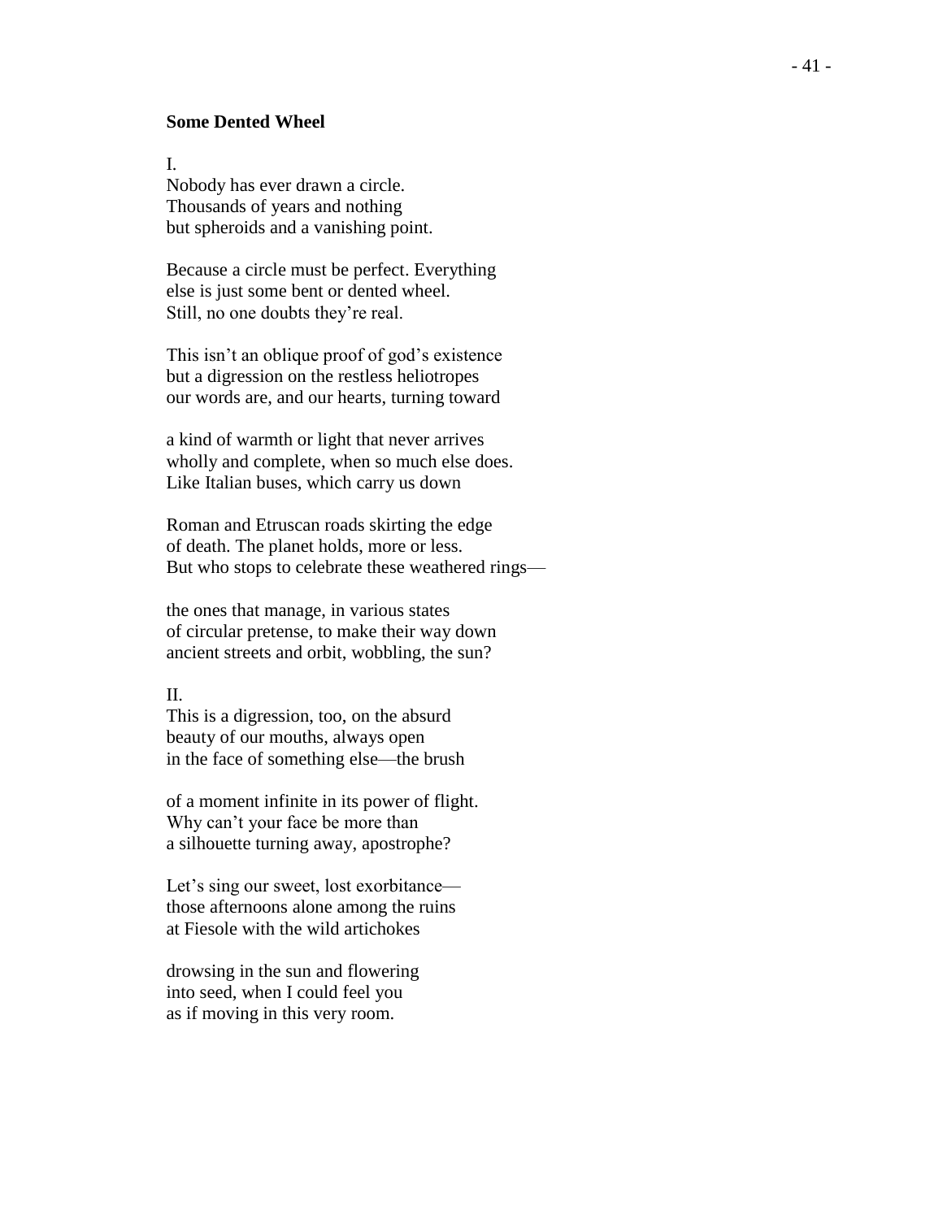**Some Dented Wheel**

I.  
Nobody has ever drawn a circle.  
Thousands of years and nothing  
but spheroids and a vanishing point.

Because a circle must be perfect. Everything  
else is just some bent or dented wheel.  
Still, no one doubts they're real.

This isn't an oblique proof of god's existence  
but a digression on the restless heliotropes  
our words are, and our hearts, turning toward

a kind of warmth or light that never arrives  
wholly and complete, when so much else does.  
Like Italian buses, which carry us down

Roman and Etruscan roads skirting the edge  
of death. The planet holds, more or less.  
But who stops to celebrate these weathered rings—

the ones that manage, in various states  
of circular pretense, to make their way down  
ancient streets and orbit, wobbling, the sun?

II.  
This is a digression, too, on the absurd  
beauty of our mouths, always open  
in the face of something else—the brush

of a moment infinite in its power of flight.  
Why can't your face be more than  
a silhouette turning away, apostrophe?

Let's sing our sweet, lost exorbitance—  
those afternoons alone among the ruins  
at Fiesole with the wild artichokes

drowsing in the sun and flowering  
into seed, when I could feel you  
as if moving in this very room.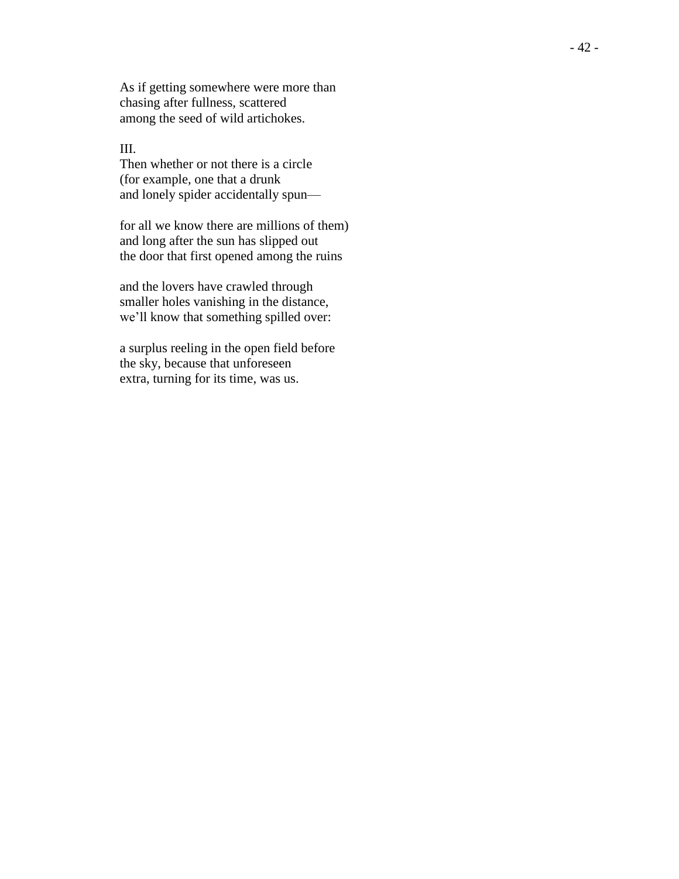As if getting somewhere were more than
chasing after fullness, scattered
among the seed of wild artichokes.

III.
Then whether or not there is a circle
(for example, one that a drunk
and lonely spider accidentally spun—

for all we know there are millions of them)
and long after the sun has slipped out
the door that first opened among the ruins

and the lovers have crawled through
smaller holes vanishing in the distance,
we'll know that something spilled over:

a surplus reeling in the open field before
the sky, because that unforeseen
extra, turning for its time, was us.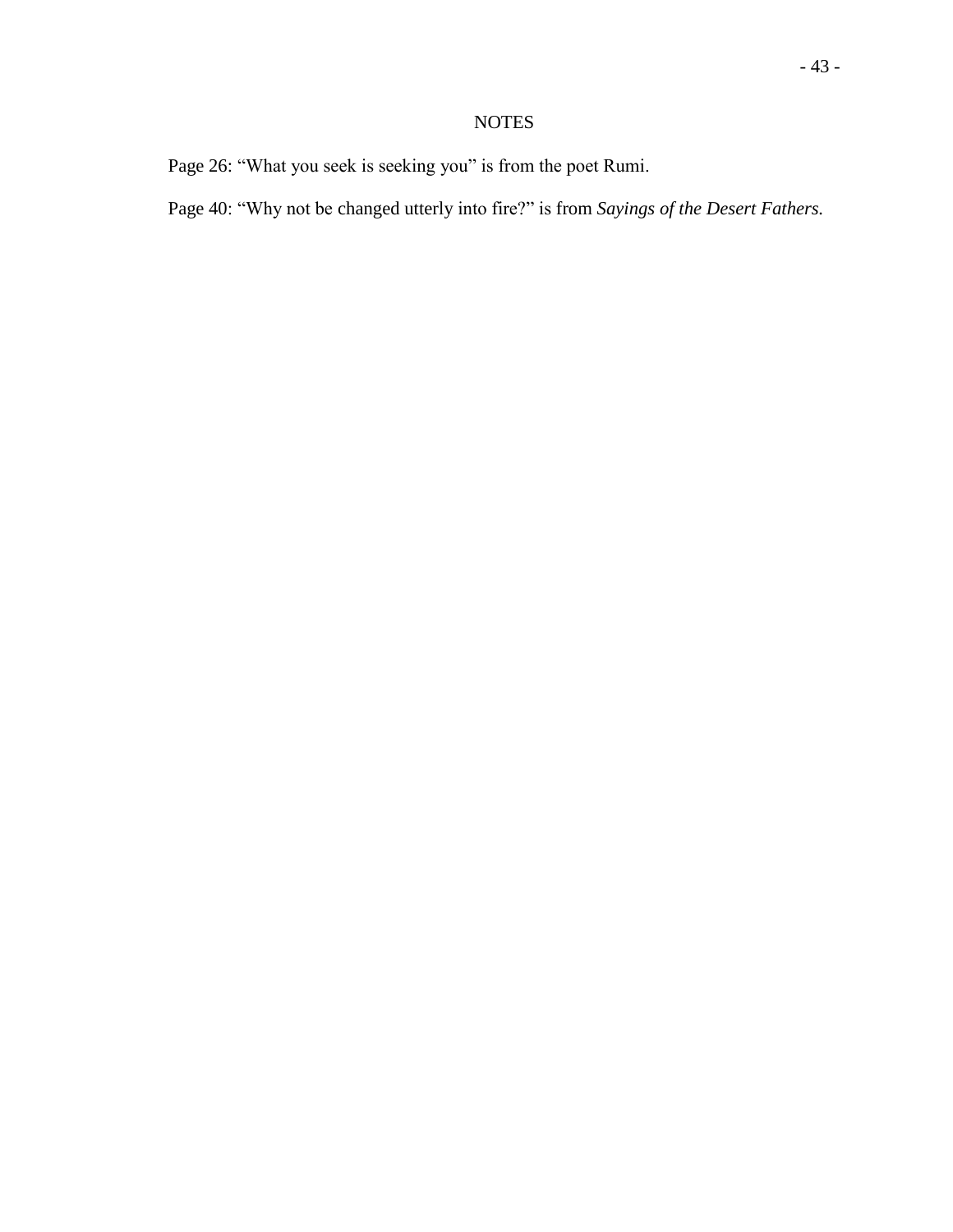# NOTES

Page 26: "What you seek is seeking you" is from the poet Rumi.

Page 40: "Why not be changed utterly into fire?" is from *Sayings of the Desert Fathers.*